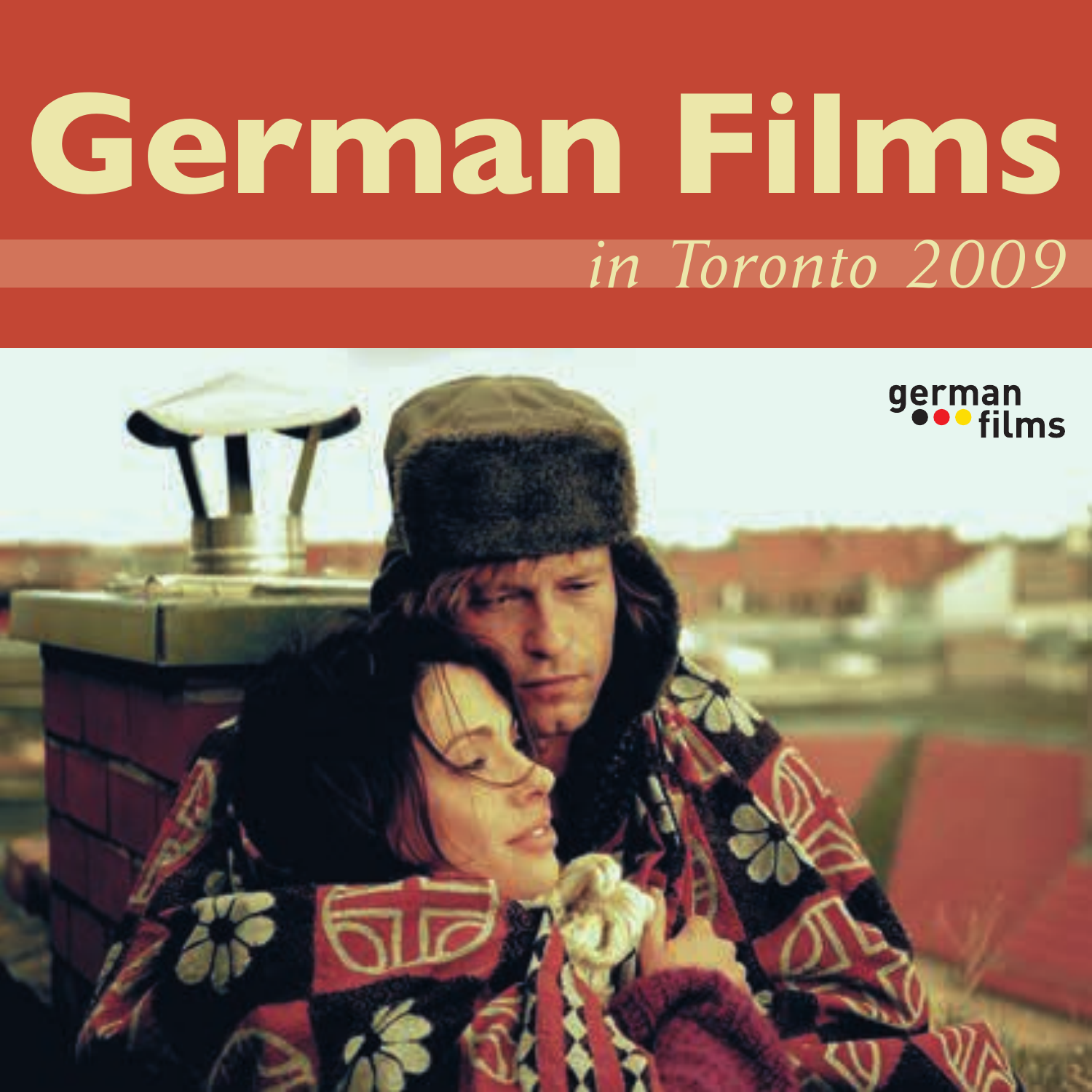# German Films

*in Toronto 2009*

german films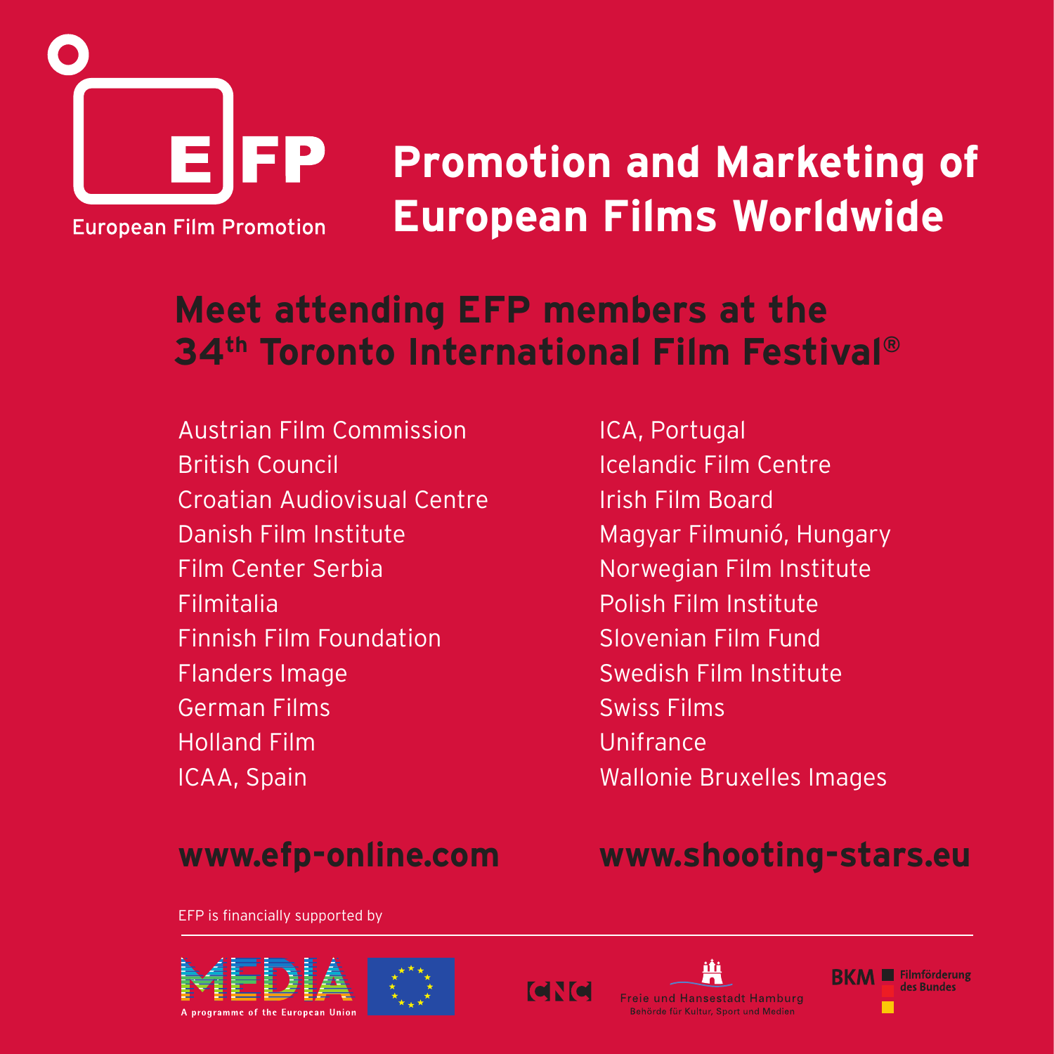EFP

European Film Promotion

# Promotion and Marketing of European Films Worldwide

## Meet attending EFP members at the 34th Toronto International Film Festival®

Austrian Film Commission
British Council
Croatian Audiovisual Centre
Danish Film Institute
Film Center Serbia
Filmitalia
Finnish Film Foundation
Flanders Image
German Films
Holland Film
ICAA, Spain
ICA, Portugal
Icelandic Film Centre
Irish Film Board
Magyar Filmunió, Hungary
Norwegian Film Institute
Polish Film Institute
Slovenian Film Fund
Swedish Film Institute
Swiss Films
Unifrance
Wallonie Bruxelles Images

**www.efp-online.com**

**www.shooting-stars.eu**

EFP is financially supported by

MEDIA – A programme of the European Union

CNC

Freie und Hansestadt Hamburg
Behörde für Kultur, Sport und Medien

BKM Filmförderung des Bundes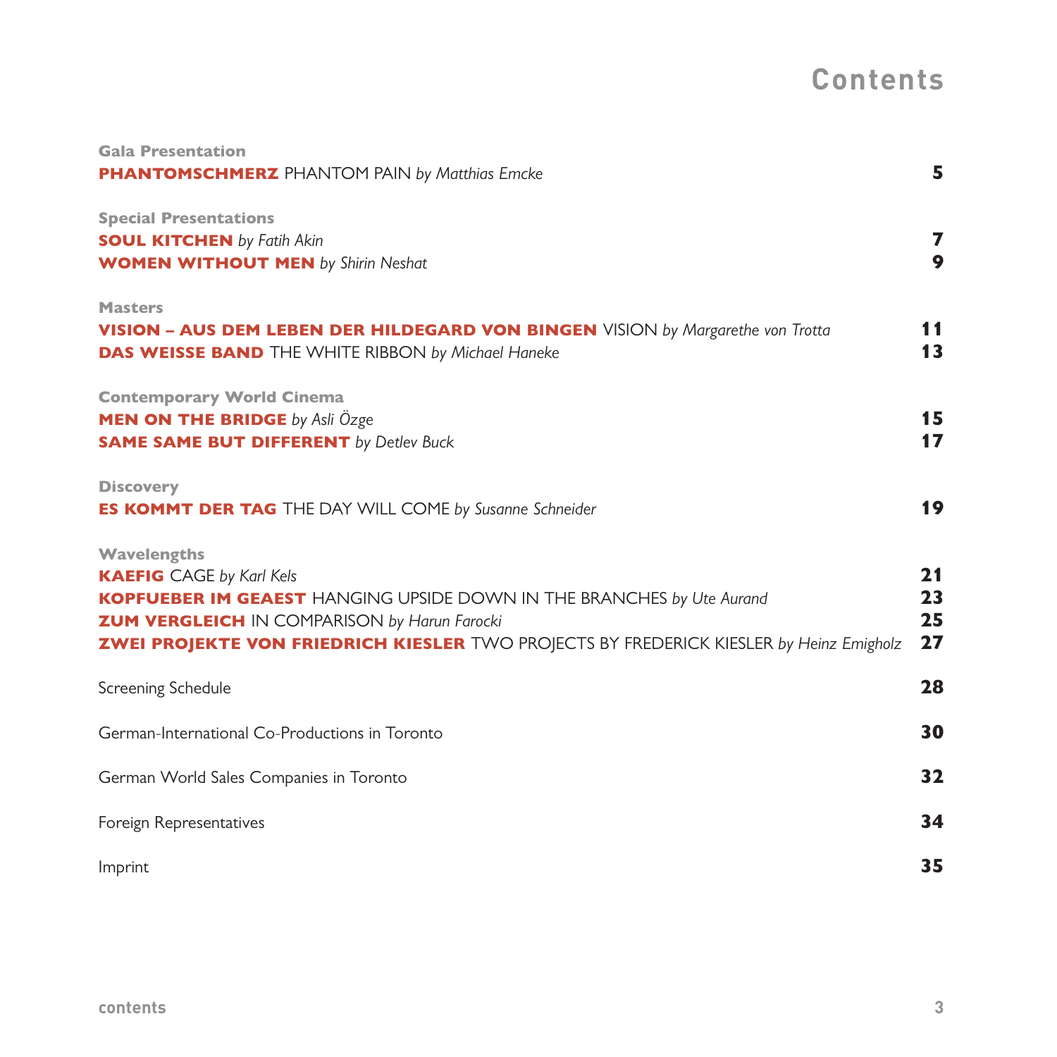# Contents

**Gala Presentation**

**PHANTOMSCHMERZ** PHANTOM PAIN *by Matthias Emcke* **5**

**Special Presentations**

**SOUL KITCHEN** *by Fatih Akin* **7**

**WOMEN WITHOUT MEN** *by Shirin Neshat* **9**

**Masters**

**VISION – AUS DEM LEBEN DER HILDEGARD VON BINGEN** VISION *by Margarethe von Trotta* **11**

**DAS WEISSE BAND** THE WHITE RIBBON *by Michael Haneke* **13**

**Contemporary World Cinema**

**MEN ON THE BRIDGE** *by Asli Özge* **15**

**SAME SAME BUT DIFFERENT** *by Detlev Buck* **17**

**Discovery**

**ES KOMMT DER TAG** THE DAY WILL COME *by Susanne Schneider* **19**

**Wavelengths**

**KAEFIG** CAGE *by Karl Kels* **21**

**KOPFUEBER IM GEAEST** HANGING UPSIDE DOWN IN THE BRANCHES *by Ute Aurand* **23**

**ZUM VERGLEICH** IN COMPARISON *by Harun Farocki* **25**

**ZWEI PROJEKTE VON FRIEDRICH KIESLER** TWO PROJECTS BY FREDERICK KIESLER *by Heinz Emigholz* **27**

Screening Schedule **28**

German-International Co-Productions in Toronto **30**

German World Sales Companies in Toronto **32**

Foreign Representatives **34**

Imprint **35**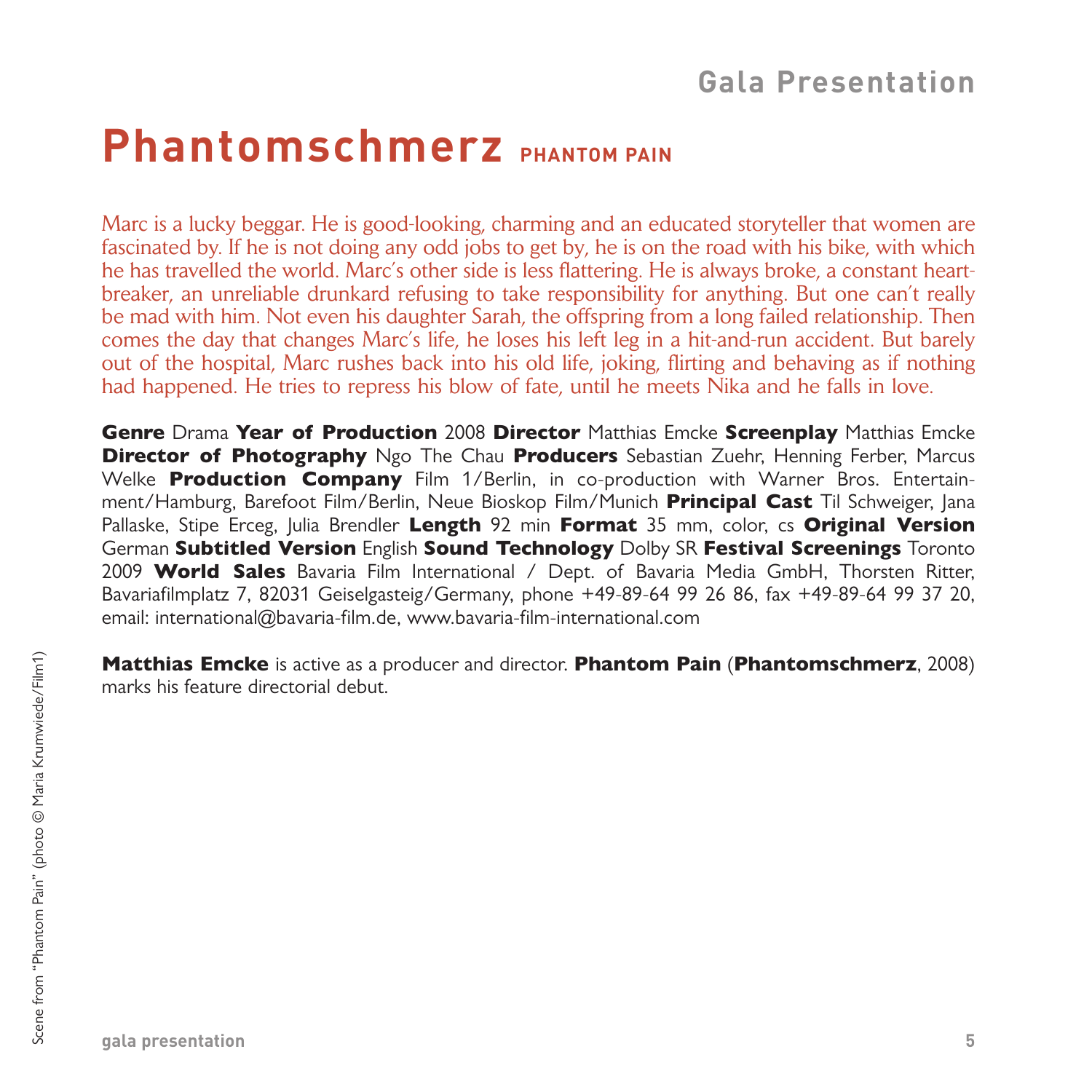## Gala Presentation

# Phantomschmerz PHANTOM PAIN

Marc is a lucky beggar. He is good-looking, charming and an educated storyteller that women are fascinated by. If he is not doing any odd jobs to get by, he is on the road with his bike, with which he has travelled the world. Marc's other side is less flattering. He is always broke, a constant heart-breaker, an unreliable drunkard refusing to take responsibility for anything. But one can't really be mad with him. Not even his daughter Sarah, the offspring from a long failed relationship. Then comes the day that changes Marc's life, he loses his left leg in a hit-and-run accident. But barely out of the hospital, Marc rushes back into his old life, joking, flirting and behaving as if nothing had happened. He tries to repress his blow of fate, until he meets Nika and he falls in love.

**Genre** Drama **Year of Production** 2008 **Director** Matthias Emcke **Screenplay** Matthias Emcke **Director of Photography** Ngo The Chau **Producers** Sebastian Zuehr, Henning Ferber, Marcus Welke **Production Company** Film 1/Berlin, in co-production with Warner Bros. Entertainment/Hamburg, Barefoot Film/Berlin, Neue Bioskop Film/Munich **Principal Cast** Til Schweiger, Jana Pallaske, Stipe Erceg, Julia Brendler **Length** 92 min **Format** 35 mm, color, cs **Original Version** German **Subtitled Version** English **Sound Technology** Dolby SR **Festival Screenings** Toronto 2009 **World Sales** Bavaria Film International / Dept. of Bavaria Media GmbH, Thorsten Ritter, Bavariafilmplatz 7, 82031 Geiselgasteig/Germany, phone +49-89-64 99 26 86, fax +49-89-64 99 37 20, email: international@bavaria-film.de, www.bavaria-film-international.com

**Matthias Emcke** is active as a producer and director. **Phantom Pain** (**Phantomschmerz**, 2008) marks his feature directorial debut.

Scene from "Phantom Pain" (photo © Maria Krumwiede/Film1)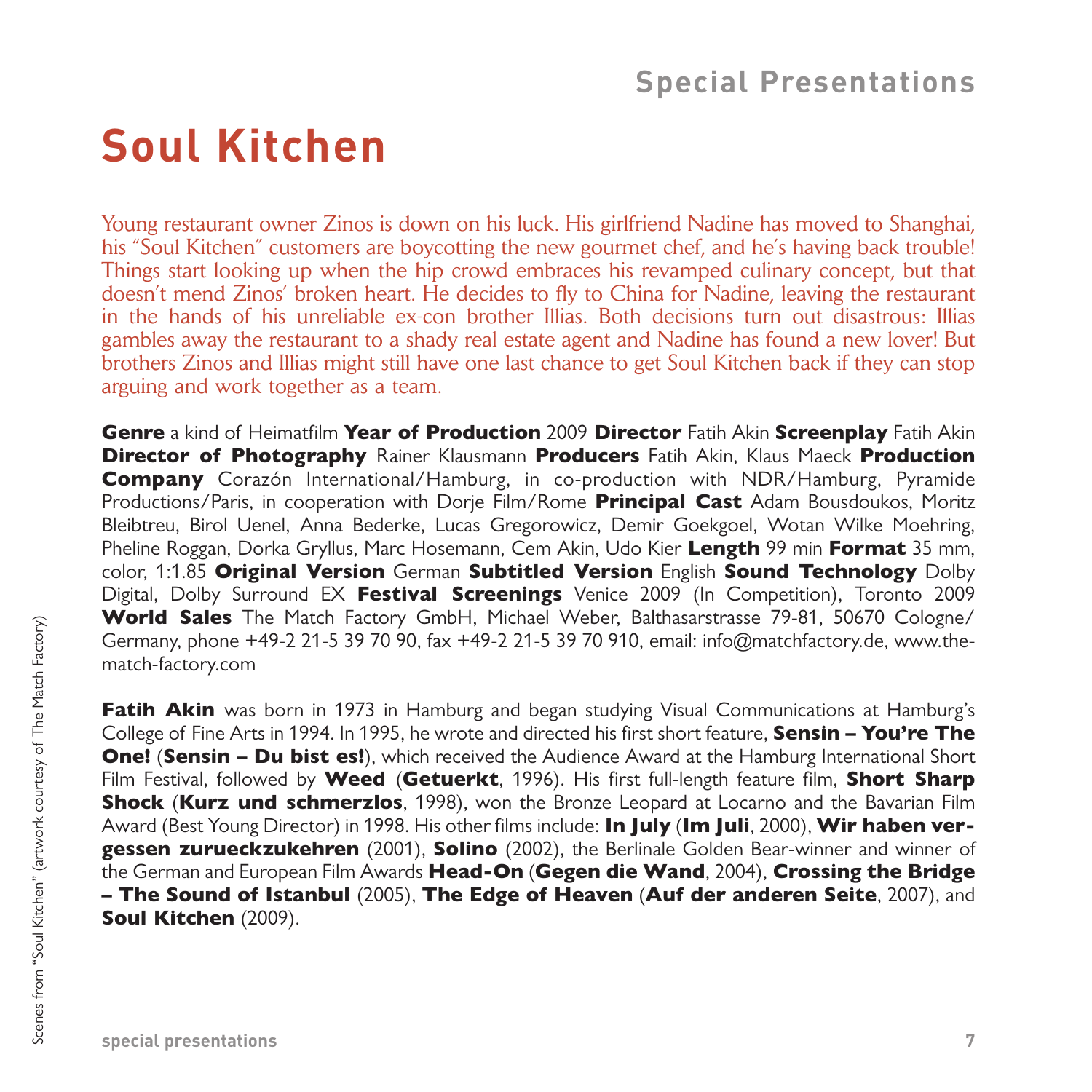# Special Presentations

## Soul Kitchen

Young restaurant owner Zinos is down on his luck. His girlfriend Nadine has moved to Shanghai, his "Soul Kitchen" customers are boycotting the new gourmet chef, and he's having back trouble! Things start looking up when the hip crowd embraces his revamped culinary concept, but that doesn't mend Zinos' broken heart. He decides to fly to China for Nadine, leaving the restaurant in the hands of his unreliable ex-con brother Illias. Both decisions turn out disastrous: Illias gambles away the restaurant to a shady real estate agent and Nadine has found a new lover! But brothers Zinos and Illias might still have one last chance to get Soul Kitchen back if they can stop arguing and work together as a team.

**Genre** a kind of Heimatfilm **Year of Production** 2009 **Director** Fatih Akin **Screenplay** Fatih Akin **Director of Photography** Rainer Klausmann **Producers** Fatih Akin, Klaus Maeck **Production Company** Corazón International/Hamburg, in co-production with NDR/Hamburg, Pyramide Productions/Paris, in cooperation with Dorje Film/Rome **Principal Cast** Adam Bousdoukos, Moritz Bleibtreu, Birol Uenel, Anna Bederke, Lucas Gregorowicz, Demir Goekgoel, Wotan Wilke Moehring, Pheline Roggan, Dorka Gryllus, Marc Hosemann, Cem Akin, Udo Kier **Length** 99 min **Format** 35 mm, color, 1:1.85 **Original Version** German **Subtitled Version** English **Sound Technology** Dolby Digital, Dolby Surround EX **Festival Screenings** Venice 2009 (In Competition), Toronto 2009 **World Sales** The Match Factory GmbH, Michael Weber, Balthasarstrasse 79-81, 50670 Cologne/Germany, phone +49-2 21-5 39 70 90, fax +49-2 21-5 39 70 910, email: info@matchfactory.de, www.the-match-factory.com

**Fatih Akin** was born in 1973 in Hamburg and began studying Visual Communications at Hamburg's College of Fine Arts in 1994. In 1995, he wrote and directed his first short feature, **Sensin – You're The One!** (**Sensin – Du bist es!**), which received the Audience Award at the Hamburg International Short Film Festival, followed by **Weed** (**Getuerkt**, 1996). His first full-length feature film, **Short Sharp Shock** (**Kurz und schmerzlos**, 1998), won the Bronze Leopard at Locarno and the Bavarian Film Award (Best Young Director) in 1998. His other films include: **In July** (**Im Juli**, 2000), **Wir haben vergessen zurueckzukehren** (2001), **Solino** (2002), the Berlinale Golden Bear-winner and winner of the German and European Film Awards **Head-On** (**Gegen die Wand**, 2004), **Crossing the Bridge – The Sound of Istanbul** (2005), **The Edge of Heaven** (**Auf der anderen Seite**, 2007), and **Soul Kitchen** (2009).

Scenes from "Soul Kitchen" (artwork courtesy of The Match Factory)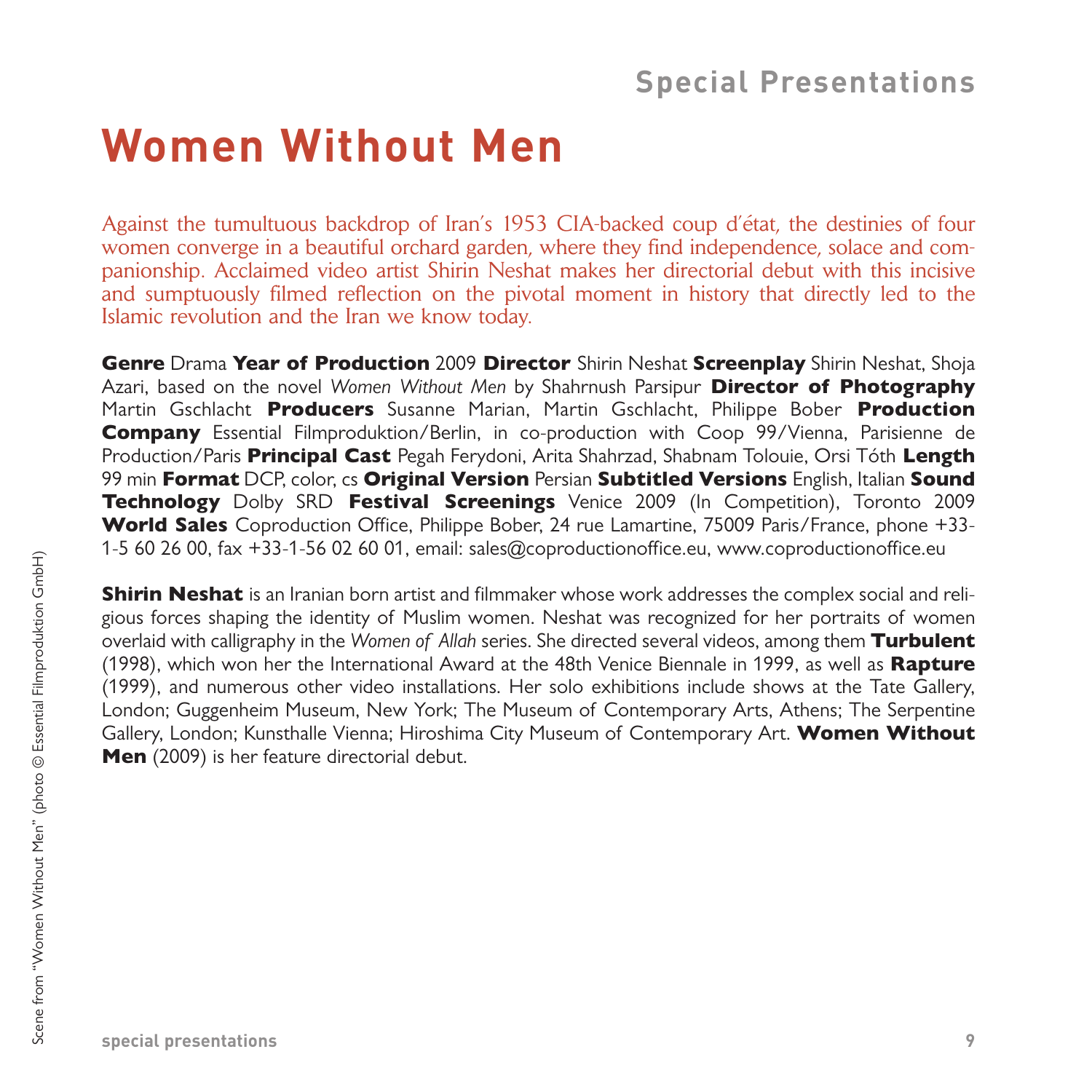# Women Without Men

Against the tumultuous backdrop of Iran's 1953 CIA-backed coup d'état, the destinies of four women converge in a beautiful orchard garden, where they find independence, solace and companionship. Acclaimed video artist Shirin Neshat makes her directorial debut with this incisive and sumptuously filmed reflection on the pivotal moment in history that directly led to the Islamic revolution and the Iran we know today.

**Genre** Drama **Year of Production** 2009 **Director** Shirin Neshat **Screenplay** Shirin Neshat, Shoja Azari, based on the novel *Women Without Men* by Shahrnush Parsipur **Director of Photography** Martin Gschlacht **Producers** Susanne Marian, Martin Gschlacht, Philippe Bober **Production Company** Essential Filmproduktion/Berlin, in co-production with Coop 99/Vienna, Parisienne de Production/Paris **Principal Cast** Pegah Ferydoni, Arita Shahrzad, Shabnam Tolouie, Orsi Tóth **Length** 99 min **Format** DCP, color, cs **Original Version** Persian **Subtitled Versions** English, Italian **Sound Technology** Dolby SRD **Festival Screenings** Venice 2009 (In Competition), Toronto 2009 **World Sales** Coproduction Office, Philippe Bober, 24 rue Lamartine, 75009 Paris/France, phone +33-1-5 60 26 00, fax +33-1-56 02 60 01, email: sales@coproductionoffice.eu, www.coproductionoffice.eu

**Shirin Neshat** is an Iranian born artist and filmmaker whose work addresses the complex social and religious forces shaping the identity of Muslim women. Neshat was recognized for her portraits of women overlaid with calligraphy in the *Women of Allah* series. She directed several videos, among them **Turbulent** (1998), which won her the International Award at the 48th Venice Biennale in 1999, as well as **Rapture** (1999), and numerous other video installations. Her solo exhibitions include shows at the Tate Gallery, London; Guggenheim Museum, New York; The Museum of Contemporary Arts, Athens; The Serpentine Gallery, London; Kunsthalle Vienna; Hiroshima City Museum of Contemporary Art. **Women Without Men** (2009) is her feature directorial debut.

Scene from "Women Without Men" (photo © Essential Filmproduktion GmbH)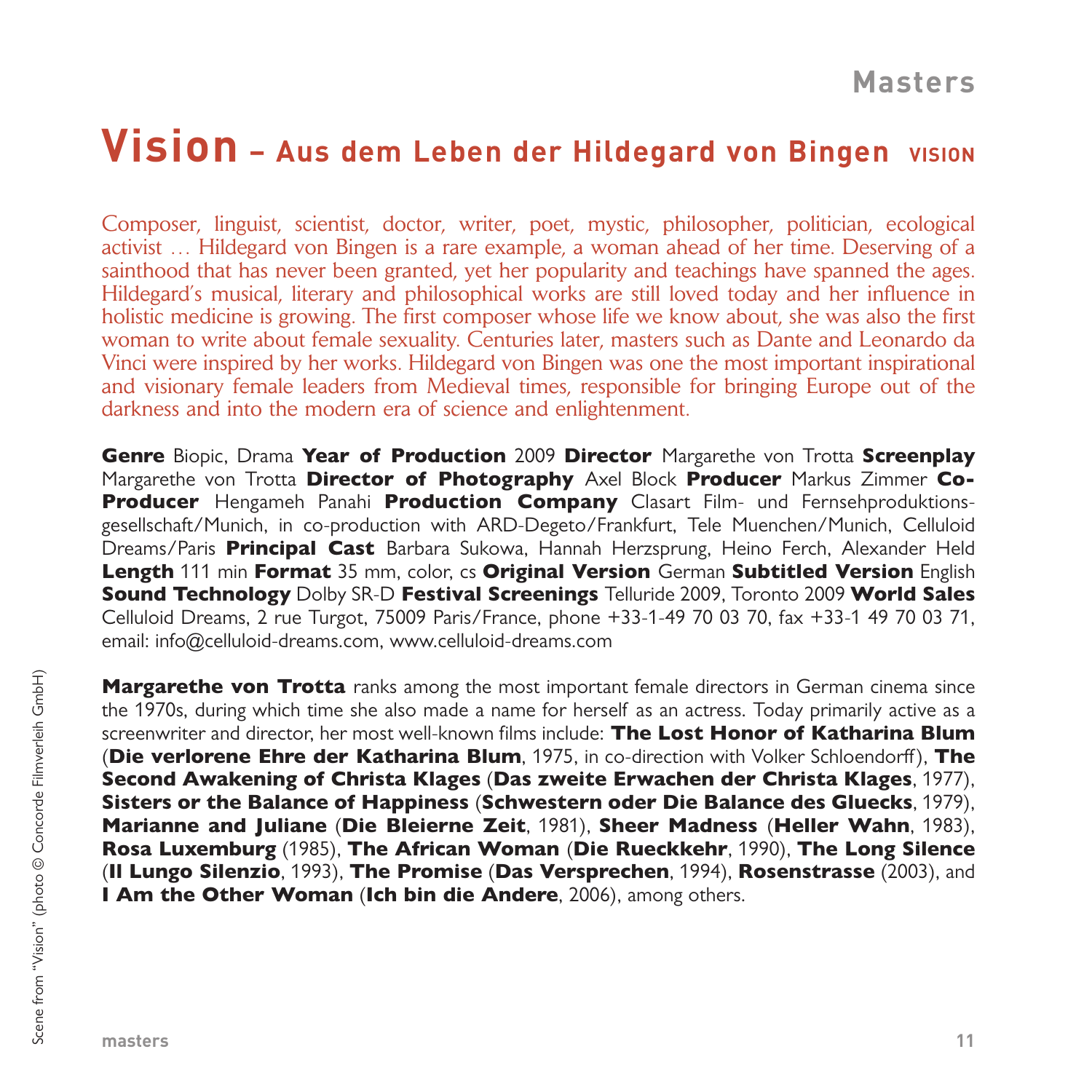Masters

# Vision – Aus dem Leben der Hildegard von Bingen VISION

Composer, linguist, scientist, doctor, writer, poet, mystic, philosopher, politician, ecological activist … Hildegard von Bingen is a rare example, a woman ahead of her time. Deserving of a sainthood that has never been granted, yet her popularity and teachings have spanned the ages. Hildegard's musical, literary and philosophical works are still loved today and her influence in holistic medicine is growing. The first composer whose life we know about, she was also the first woman to write about female sexuality. Centuries later, masters such as Dante and Leonardo da Vinci were inspired by her works. Hildegard von Bingen was one the most important inspirational and visionary female leaders from Medieval times, responsible for bringing Europe out of the darkness and into the modern era of science and enlightenment.

**Genre** Biopic, Drama **Year of Production** 2009 **Director** Margarethe von Trotta **Screenplay** Margarethe von Trotta **Director of Photography** Axel Block **Producer** Markus Zimmer **Co-Producer** Hengameh Panahi **Production Company** Clasart Film- und Fernsehproduktions-gesellschaft/Munich, in co-production with ARD-Degeto/Frankfurt, Tele Muenchen/Munich, Celluloid Dreams/Paris **Principal Cast** Barbara Sukowa, Hannah Herzsprung, Heino Ferch, Alexander Held **Length** 111 min **Format** 35 mm, color, cs **Original Version** German **Subtitled Version** English **Sound Technology** Dolby SR-D **Festival Screenings** Telluride 2009, Toronto 2009 **World Sales** Celluloid Dreams, 2 rue Turgot, 75009 Paris/France, phone +33-1-49 70 03 70, fax +33-1 49 70 03 71, email: info@celluloid-dreams.com, www.celluloid-dreams.com

**Margarethe von Trotta** ranks among the most important female directors in German cinema since the 1970s, during which time she also made a name for herself as an actress. Today primarily active as a screenwriter and director, her most well-known films include: **The Lost Honor of Katharina Blum** (**Die verlorene Ehre der Katharina Blum**, 1975, in co-direction with Volker Schloendorff), **The Second Awakening of Christa Klages** (**Das zweite Erwachen der Christa Klages**, 1977), **Sisters or the Balance of Happiness** (**Schwestern oder Die Balance des Gluecks**, 1979), **Marianne and Juliane** (**Die Bleierne Zeit**, 1981), **Sheer Madness** (**Heller Wahn**, 1983), **Rosa Luxemburg** (1985), **The African Woman** (**Die Rueckkehr**, 1990), **The Long Silence** (**Il Lungo Silenzio**, 1993), **The Promise** (**Das Versprechen**, 1994), **Rosenstrasse** (2003), and **I Am the Other Woman** (**Ich bin die Andere**, 2006), among others.

Scene from "Vision" (photo © Concorde Filmverleih GmbH)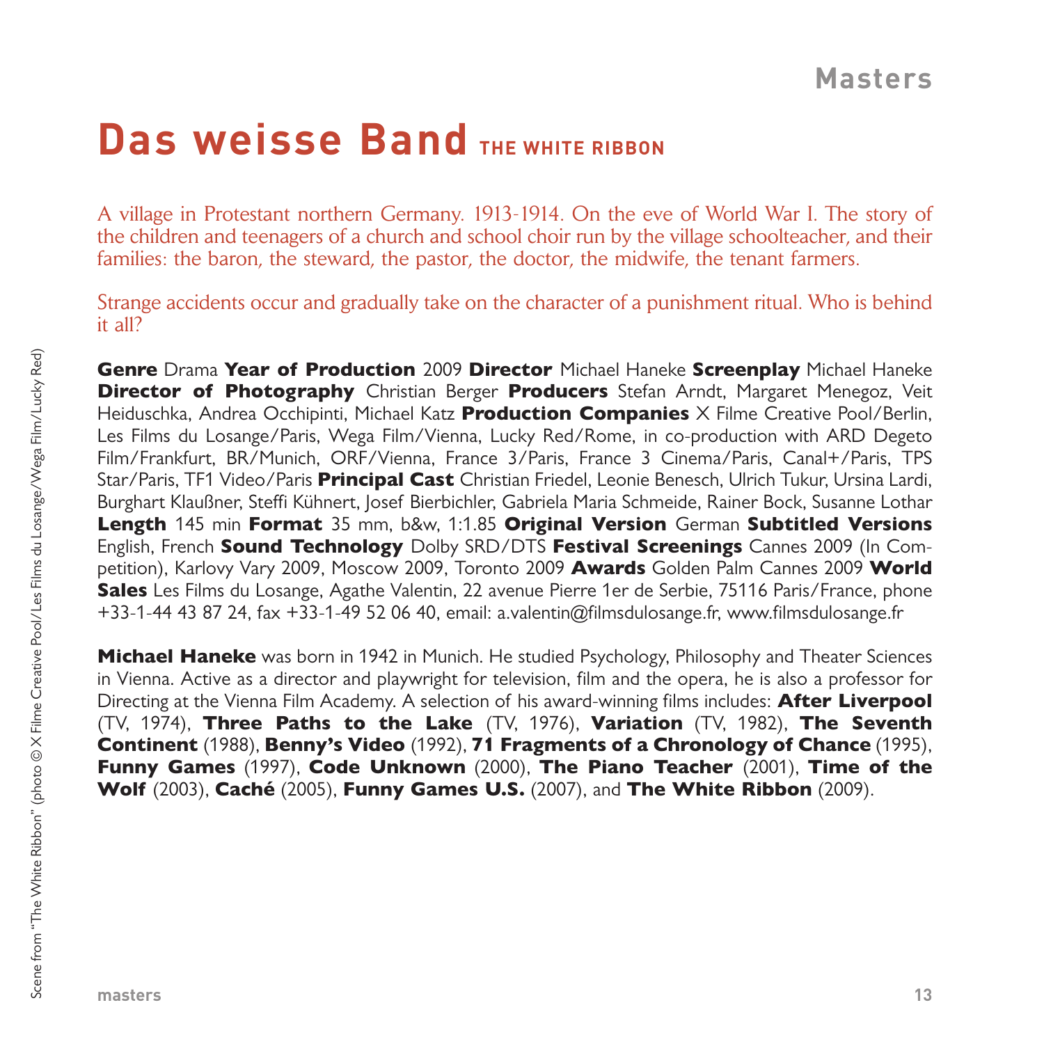# Das weisse Band THE WHITE RIBBON

A village in Protestant northern Germany. 1913-1914. On the eve of World War I. The story of the children and teenagers of a church and school choir run by the village schoolteacher, and their families: the baron, the steward, the pastor, the doctor, the midwife, the tenant farmers.

Strange accidents occur and gradually take on the character of a punishment ritual. Who is behind it all?

**Genre** Drama **Year of Production** 2009 **Director** Michael Haneke **Screenplay** Michael Haneke **Director of Photography** Christian Berger **Producers** Stefan Arndt, Margaret Menegoz, Veit Heiduschka, Andrea Occhipinti, Michael Katz **Production Companies** X Filme Creative Pool/Berlin, Les Films du Losange/Paris, Wega Film/Vienna, Lucky Red/Rome, in co-production with ARD Degeto Film/Frankfurt, BR/Munich, ORF/Vienna, France 3/Paris, France 3 Cinema/Paris, Canal+/Paris, TPS Star/Paris, TF1 Video/Paris **Principal Cast** Christian Friedel, Leonie Benesch, Ulrich Tukur, Ursina Lardi, Burghart Klaußner, Steffi Kühnert, Josef Bierbichler, Gabriela Maria Schmeide, Rainer Bock, Susanne Lothar **Length** 145 min **Format** 35 mm, b&w, 1:1.85 **Original Version** German **Subtitled Versions** English, French **Sound Technology** Dolby SRD/DTS **Festival Screenings** Cannes 2009 (In Competition), Karlovy Vary 2009, Moscow 2009, Toronto 2009 **Awards** Golden Palm Cannes 2009 **World Sales** Les Films du Losange, Agathe Valentin, 22 avenue Pierre 1er de Serbie, 75116 Paris/France, phone +33-1-44 43 87 24, fax +33-1-49 52 06 40, email: a.valentin@filmsdulosange.fr, www.filmsdulosange.fr

**Michael Haneke** was born in 1942 in Munich. He studied Psychology, Philosophy and Theater Sciences in Vienna. Active as a director and playwright for television, film and the opera, he is also a professor for Directing at the Vienna Film Academy. A selection of his award-winning films includes: **After Liverpool** (TV, 1974), **Three Paths to the Lake** (TV, 1976), **Variation** (TV, 1982), **The Seventh Continent** (1988), **Benny's Video** (1992), **71 Fragments of a Chronology of Chance** (1995), **Funny Games** (1997), **Code Unknown** (2000), **The Piano Teacher** (2001), **Time of the Wolf** (2003), **Caché** (2005), **Funny Games U.S.** (2007), and **The White Ribbon** (2009).

Scene from "The White Ribbon" (photo © X Filme Creative Pool/Les Films du Losange/Wega Film/Lucky Red)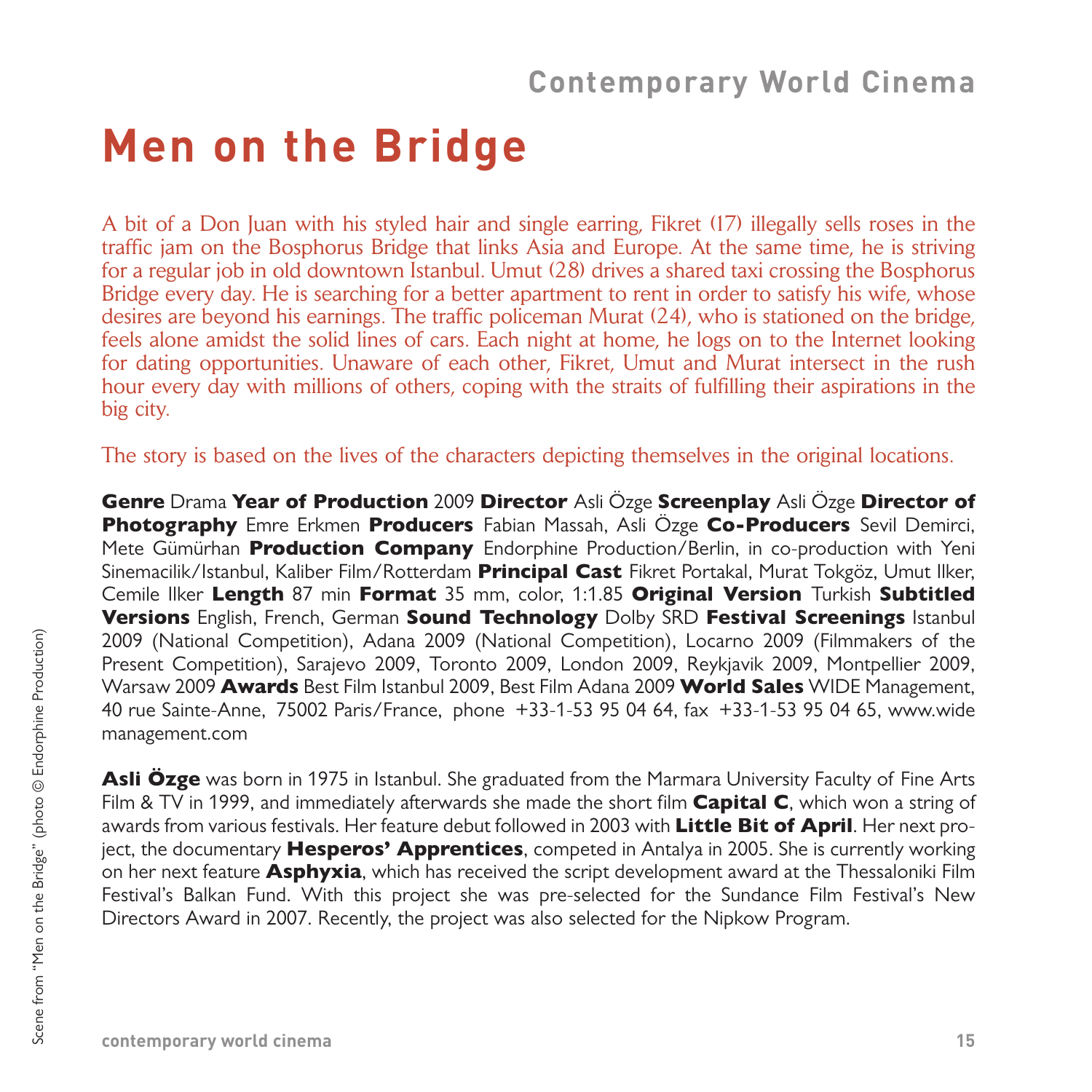# Men on the Bridge

A bit of a Don Juan with his styled hair and single earring, Fikret (17) illegally sells roses in the traffic jam on the Bosphorus Bridge that links Asia and Europe. At the same time, he is striving for a regular job in old downtown Istanbul. Umut (28) drives a shared taxi crossing the Bosphorus Bridge every day. He is searching for a better apartment to rent in order to satisfy his wife, whose desires are beyond his earnings. The traffic policeman Murat (24), who is stationed on the bridge, feels alone amidst the solid lines of cars. Each night at home, he logs on to the Internet looking for dating opportunities. Unaware of each other, Fikret, Umut and Murat intersect in the rush hour every day with millions of others, coping with the straits of fulfilling their aspirations in the big city.

The story is based on the lives of the characters depicting themselves in the original locations.

**Genre** Drama **Year of Production** 2009 **Director** Asli Özge **Screenplay** Asli Özge **Director of Photography** Emre Erkmen **Producers** Fabian Massah, Asli Özge **Co-Producers** Sevil Demirci, Mete Gümürhan **Production Company** Endorphine Production/Berlin, in co-production with Yeni Sinemacilik/Istanbul, Kaliber Film/Rotterdam **Principal Cast** Fikret Portakal, Murat Tokgöz, Umut Ilker, Cemile Ilker **Length** 87 min **Format** 35 mm, color, 1:1.85 **Original Version** Turkish **Subtitled Versions** English, French, German **Sound Technology** Dolby SRD **Festival Screenings** Istanbul 2009 (National Competition), Adana 2009 (National Competition), Locarno 2009 (Filmmakers of the Present Competition), Sarajevo 2009, Toronto 2009, London 2009, Reykjavik 2009, Montpellier 2009, Warsaw 2009 **Awards** Best Film Istanbul 2009, Best Film Adana 2009 **World Sales** WIDE Management, 40 rue Sainte-Anne, 75002 Paris/France, phone +33-1-53 95 04 64, fax +33-1-53 95 04 65, www.widemanagement.com

**Asli Özge** was born in 1975 in Istanbul. She graduated from the Marmara University Faculty of Fine Arts Film & TV in 1999, and immediately afterwards she made the short film **Capital C**, which won a string of awards from various festivals. Her feature debut followed in 2003 with **Little Bit of April**. Her next project, the documentary **Hesperos' Apprentices**, competed in Antalya in 2005. She is currently working on her next feature **Asphyxia**, which has received the script development award at the Thessaloniki Film Festival's Balkan Fund. With this project she was pre-selected for the Sundance Film Festival's New Directors Award in 2007. Recently, the project was also selected for the Nipkow Program.

Scene from "Men on the Bridge" (photo © Endorphine Production)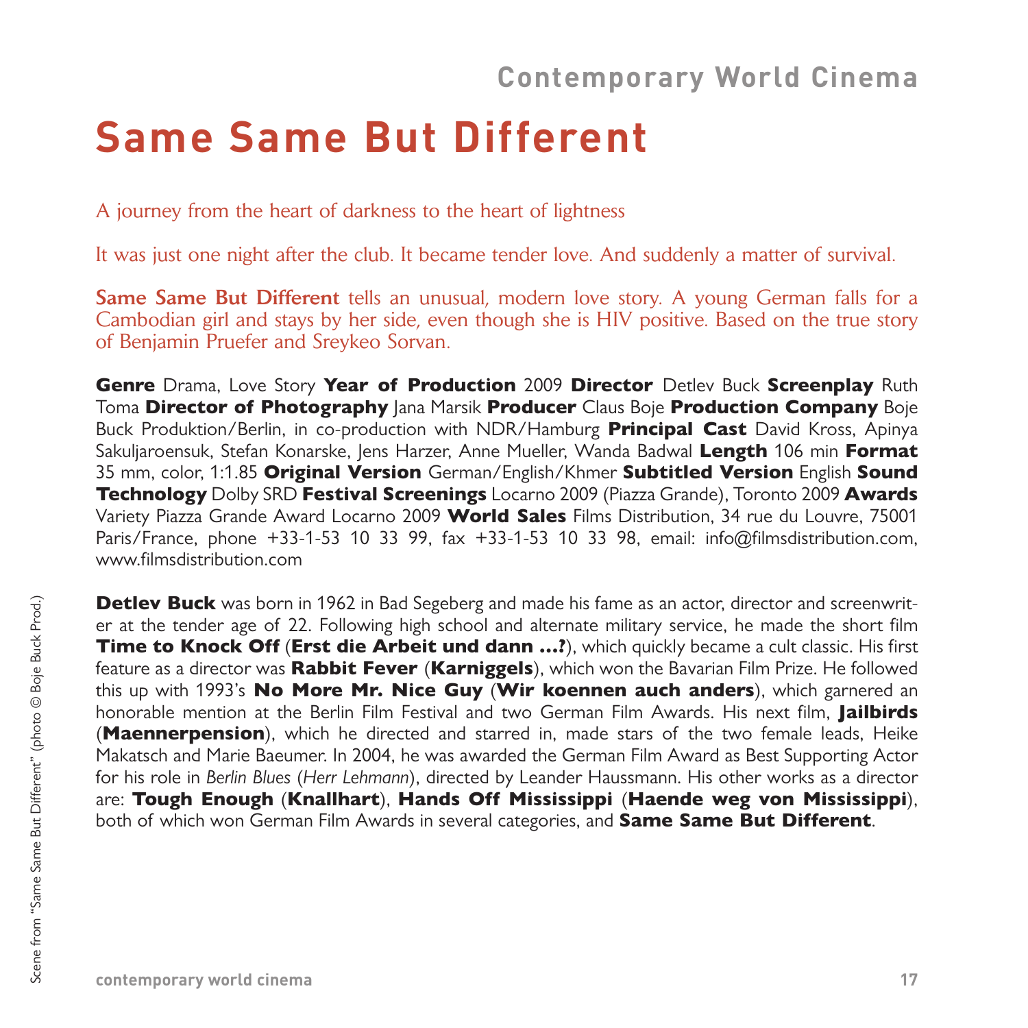# Same Same But Different

A journey from the heart of darkness to the heart of lightness

It was just one night after the club. It became tender love. And suddenly a matter of survival.

**Same Same But Different** tells an unusual, modern love story. A young German falls for a Cambodian girl and stays by her side, even though she is HIV positive. Based on the true story of Benjamin Pruefer and Sreykeo Sorvan.

**Genre** Drama, Love Story **Year of Production** 2009 **Director** Detlev Buck **Screenplay** Ruth Toma **Director of Photography** Jana Marsik **Producer** Claus Boje **Production Company** Boje Buck Produktion/Berlin, in co-production with NDR/Hamburg **Principal Cast** David Kross, Apinya Sakuljaroensuk, Stefan Konarske, Jens Harzer, Anne Mueller, Wanda Badwal **Length** 106 min **Format** 35 mm, color, 1:1.85 **Original Version** German/English/Khmer **Subtitled Version** English **Sound Technology** Dolby SRD **Festival Screenings** Locarno 2009 (Piazza Grande), Toronto 2009 **Awards** Variety Piazza Grande Award Locarno 2009 **World Sales** Films Distribution, 34 rue du Louvre, 75001 Paris/France, phone +33-1-53 10 33 99, fax +33-1-53 10 33 98, email: info@filmsdistribution.com, www.filmsdistribution.com

**Detlev Buck** was born in 1962 in Bad Segeberg and made his fame as an actor, director and screenwriter at the tender age of 22. Following high school and alternate military service, he made the short film **Time to Knock Off** (**Erst die Arbeit und dann ...?**), which quickly became a cult classic. His first feature as a director was **Rabbit Fever** (**Karniggels**), which won the Bavarian Film Prize. He followed this up with 1993's **No More Mr. Nice Guy** (**Wir koennen auch anders**), which garnered an honorable mention at the Berlin Film Festival and two German Film Awards. His next film, **Jailbirds** (**Maennerpension**), which he directed and starred in, made stars of the two female leads, Heike Makatsch and Marie Baeumer. In 2004, he was awarded the German Film Award as Best Supporting Actor for his role in *Berlin Blues* (*Herr Lehmann*), directed by Leander Haussmann. His other works as a director are: **Tough Enough** (**Knallhart**), **Hands Off Mississippi** (**Haende weg von Mississippi**), both of which won German Film Awards in several categories, and **Same Same But Different**.

Scene from "Same Same But Different" (photo © Boje Buck Prod.)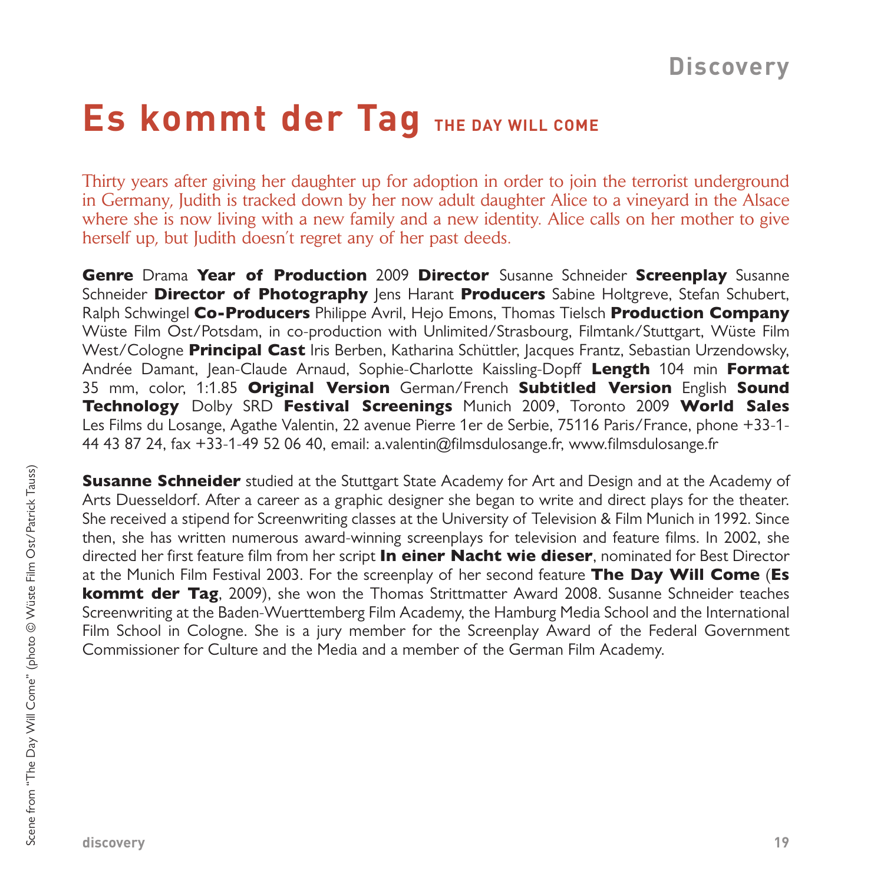# Es kommt der Tag THE DAY WILL COME

Thirty years after giving her daughter up for adoption in order to join the terrorist underground in Germany, Judith is tracked down by her now adult daughter Alice to a vineyard in the Alsace where she is now living with a new family and a new identity. Alice calls on her mother to give herself up, but Judith doesn't regret any of her past deeds.

**Genre** Drama **Year of Production** 2009 **Director** Susanne Schneider **Screenplay** Susanne Schneider **Director of Photography** Jens Harant **Producers** Sabine Holtgreve, Stefan Schubert, Ralph Schwingel **Co-Producers** Philippe Avril, Hejo Emons, Thomas Tielsch **Production Company** Wüste Film Ost/Potsdam, in co-production with Unlimited/Strasbourg, Filmtank/Stuttgart, Wüste Film West/Cologne **Principal Cast** Iris Berben, Katharina Schüttler, Jacques Frantz, Sebastian Urzendowsky, Andrée Damant, Jean-Claude Arnaud, Sophie-Charlotte Kaissling-Dopff **Length** 104 min **Format** 35 mm, color, 1:1.85 **Original Version** German/French **Subtitled Version** English **Sound Technology** Dolby SRD **Festival Screenings** Munich 2009, Toronto 2009 **World Sales** Les Films du Losange, Agathe Valentin, 22 avenue Pierre 1er de Serbie, 75116 Paris/France, phone +33-1-44 43 87 24, fax +33-1-49 52 06 40, email: a.valentin@filmsdulosange.fr, www.filmsdulosange.fr

**Susanne Schneider** studied at the Stuttgart State Academy for Art and Design and at the Academy of Arts Duesseldorf. After a career as a graphic designer she began to write and direct plays for the theater. She received a stipend for Screenwriting classes at the University of Television & Film Munich in 1992. Since then, she has written numerous award-winning screenplays for television and feature films. In 2002, she directed her first feature film from her script **In einer Nacht wie dieser**, nominated for Best Director at the Munich Film Festival 2003. For the screenplay of her second feature **The Day Will Come** (**Es kommt der Tag**, 2009), she won the Thomas Strittmatter Award 2008. Susanne Schneider teaches Screenwriting at the Baden-Wuerttemberg Film Academy, the Hamburg Media School and the International Film School in Cologne. She is a jury member for the Screenplay Award of the Federal Government Commissioner for Culture and the Media and a member of the German Film Academy.

Scene from "The Day Will Come" (photo © Wüste Film Ost/Patrick Tauss)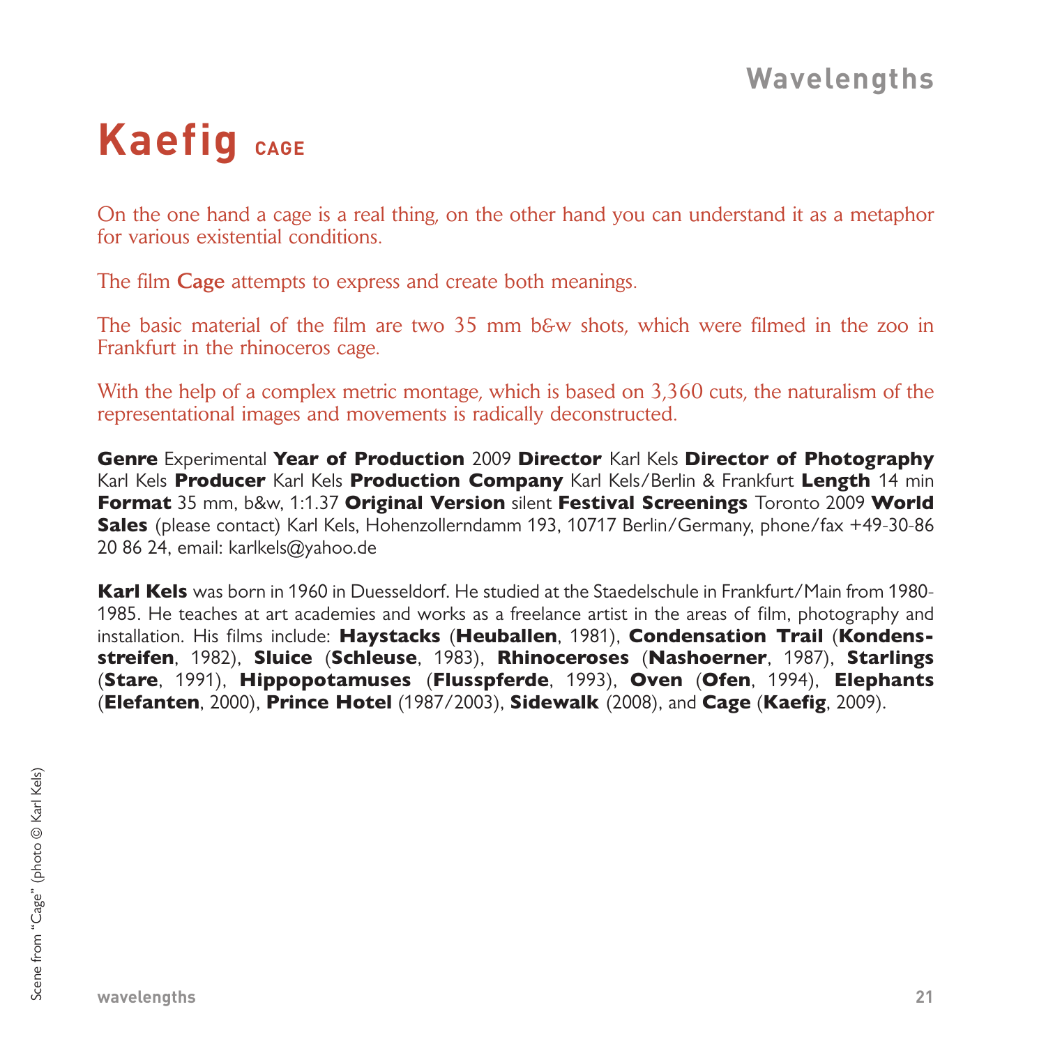# Kaefig CAGE

On the one hand a cage is a real thing, on the other hand you can understand it as a metaphor for various existential conditions.

The film **Cage** attempts to express and create both meanings.

The basic material of the film are two 35 mm b&w shots, which were filmed in the zoo in Frankfurt in the rhinoceros cage.

With the help of a complex metric montage, which is based on 3,360 cuts, the naturalism of the representational images and movements is radically deconstructed.

**Genre** Experimental **Year of Production** 2009 **Director** Karl Kels **Director of Photography** Karl Kels **Producer** Karl Kels **Production Company** Karl Kels/Berlin & Frankfurt **Length** 14 min **Format** 35 mm, b&w, 1:1.37 **Original Version** silent **Festival Screenings** Toronto 2009 **World Sales** (please contact) Karl Kels, Hohenzollerndamm 193, 10717 Berlin/Germany, phone/fax +49-30-86 20 86 24, email: karlkels@yahoo.de

**Karl Kels** was born in 1960 in Duesseldorf. He studied at the Staedelschule in Frankfurt/Main from 1980-1985. He teaches at art academies and works as a freelance artist in the areas of film, photography and installation. His films include: **Haystacks** (**Heuballen**, 1981), **Condensation Trail** (**Kondens­streifen**, 1982), **Sluice** (**Schleuse**, 1983), **Rhinoceroses** (**Nashoerner**, 1987), **Starlings** (**Stare**, 1991), **Hippopotamuses** (**Flusspferde**, 1993), **Oven** (**Ofen**, 1994), **Elephants** (**Elefanten**, 2000), **Prince Hotel** (1987/2003), **Sidewalk** (2008), and **Cage** (**Kaefig**, 2009).

Scene from "Cage" (photo © Karl Kels)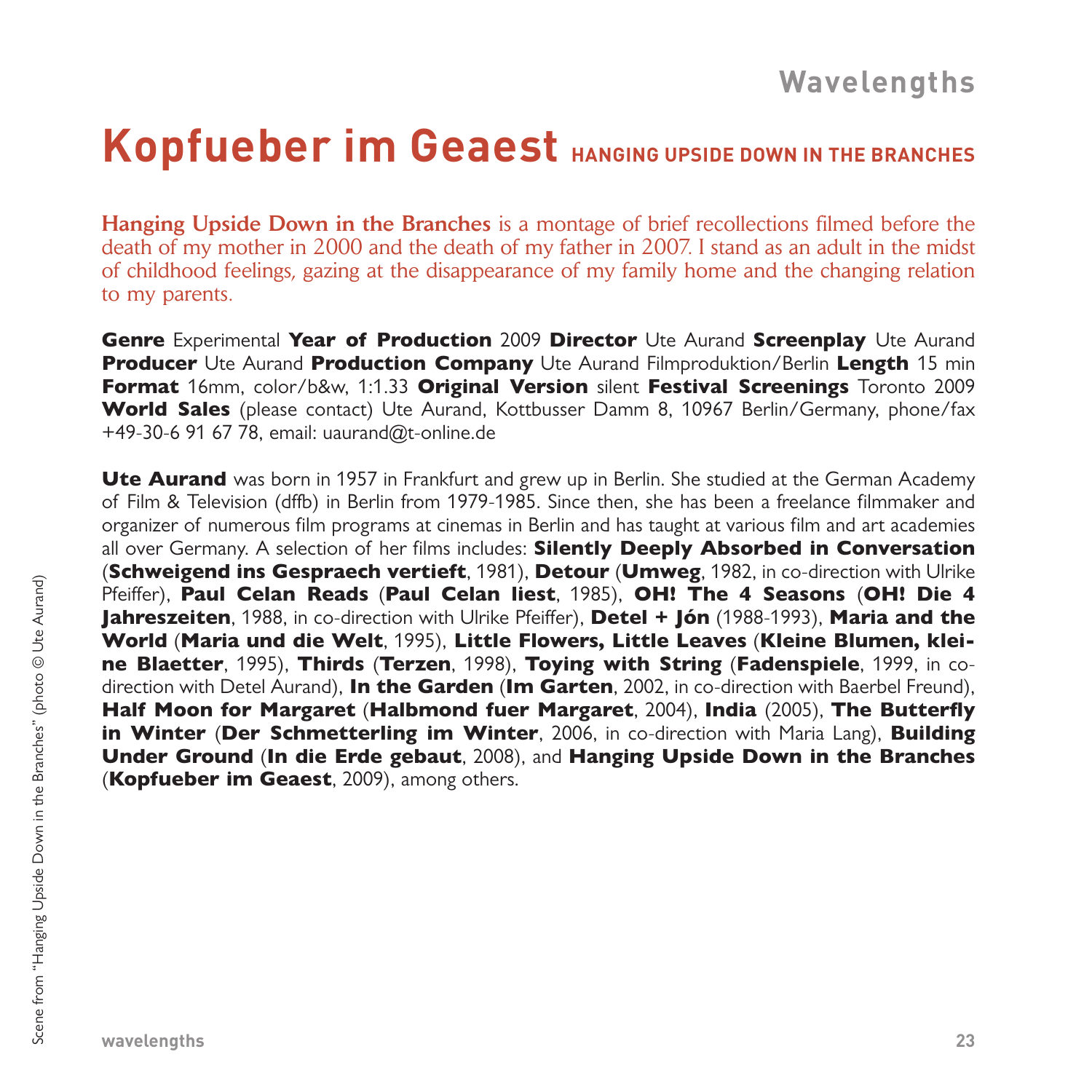# Kopfueber im Geaest HANGING UPSIDE DOWN IN THE BRANCHES

**Hanging Upside Down in the Branches** is a montage of brief recollections filmed before the death of my mother in 2000 and the death of my father in 2007. I stand as an adult in the midst of childhood feelings, gazing at the disappearance of my family home and the changing relation to my parents.

**Genre** Experimental **Year of Production** 2009 **Director** Ute Aurand **Screenplay** Ute Aurand **Producer** Ute Aurand **Production Company** Ute Aurand Filmproduktion/Berlin **Length** 15 min **Format** 16mm, color/b&w, 1:1.33 **Original Version** silent **Festival Screenings** Toronto 2009 **World Sales** (please contact) Ute Aurand, Kottbusser Damm 8, 10967 Berlin/Germany, phone/fax +49-30-6 91 67 78, email: uaurand@t-online.de

**Ute Aurand** was born in 1957 in Frankfurt and grew up in Berlin. She studied at the German Academy of Film & Television (dffb) in Berlin from 1979-1985. Since then, she has been a freelance filmmaker and organizer of numerous film programs at cinemas in Berlin and has taught at various film and art academies all over Germany. A selection of her films includes: **Silently Deeply Absorbed in Conversation** (**Schweigend ins Gespraech vertieft**, 1981), **Detour** (**Umweg**, 1982, in co-direction with Ulrike Pfeiffer), **Paul Celan Reads** (**Paul Celan liest**, 1985), **OH! The 4 Seasons** (**OH! Die 4 Jahreszeiten**, 1988, in co-direction with Ulrike Pfeiffer), **Detel + Jón** (1988-1993), **Maria and the World** (**Maria und die Welt**, 1995), **Little Flowers, Little Leaves** (**Kleine Blumen, kleine Blaetter**, 1995), **Thirds** (**Terzen**, 1998), **Toying with String** (**Fadenspiele**, 1999, in co-direction with Detel Aurand), **In the Garden** (**Im Garten**, 2002, in co-direction with Baerbel Freund), **Half Moon for Margaret** (**Halbmond fuer Margaret**, 2004), **India** (2005), **The Butterfly in Winter** (**Der Schmetterling im Winter**, 2006, in co-direction with Maria Lang), **Building Under Ground** (**In die Erde gebaut**, 2008), and **Hanging Upside Down in the Branches** (**Kopfueber im Geaest**, 2009), among others.

Scene from "Hanging Upside Down in the Branches" (photo © Ute Aurand)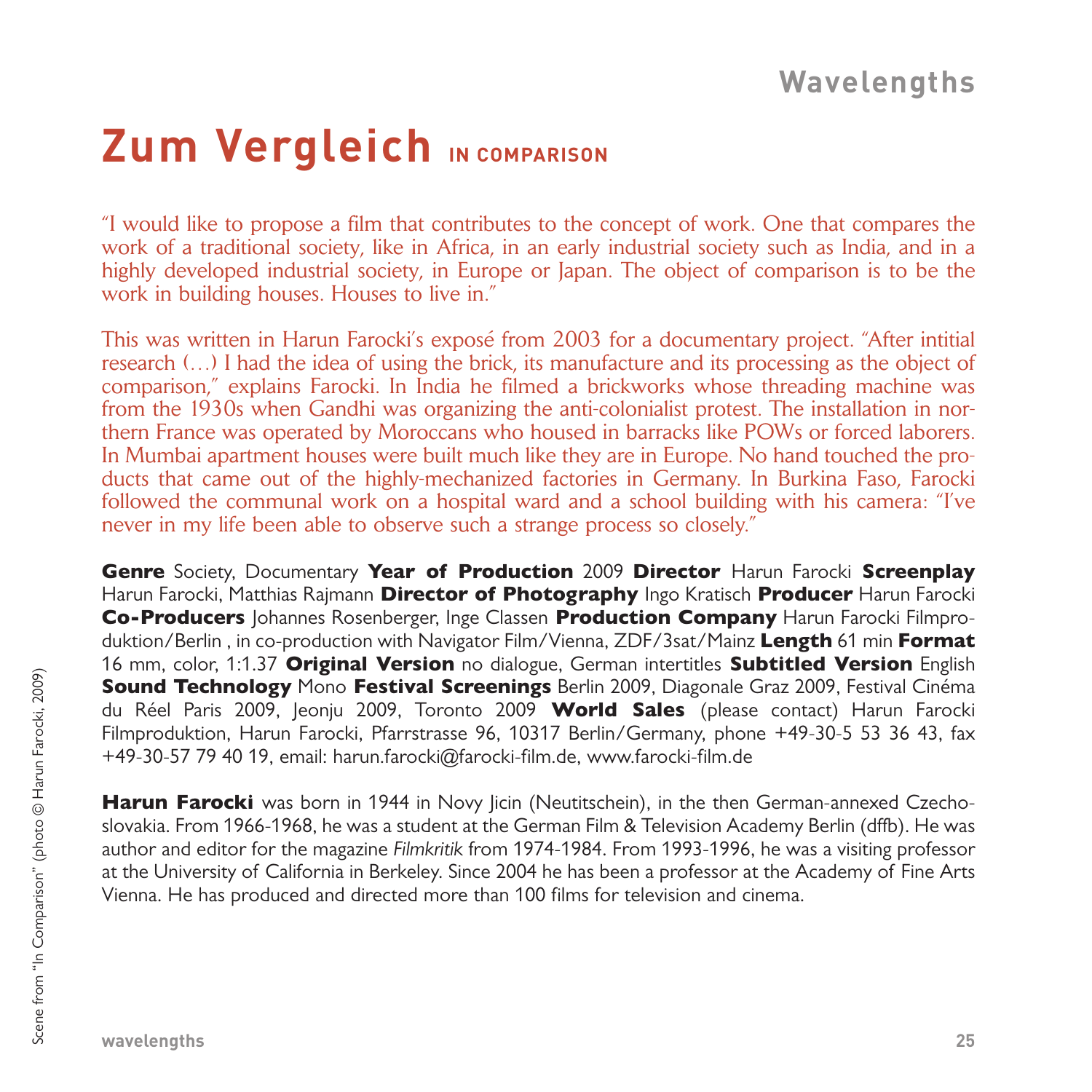# Zum Vergleich IN COMPARISON

"I would like to propose a film that contributes to the concept of work. One that compares the work of a traditional society, like in Africa, in an early industrial society such as India, and in a highly developed industrial society, in Europe or Japan. The object of comparison is to be the work in building houses. Houses to live in."

This was written in Harun Farocki's exposé from 2003 for a documentary project. "After intitial research (…) I had the idea of using the brick, its manufacture and its processing as the object of comparison," explains Farocki. In India he filmed a brickworks whose threading machine was from the 1930s when Gandhi was organizing the anti-colonialist protest. The installation in northern France was operated by Moroccans who housed in barracks like POWs or forced laborers. In Mumbai apartment houses were built much like they are in Europe. No hand touched the products that came out of the highly-mechanized factories in Germany. In Burkina Faso, Farocki followed the communal work on a hospital ward and a school building with his camera: "I've never in my life been able to observe such a strange process so closely."

**Genre** Society, Documentary **Year of Production** 2009 **Director** Harun Farocki **Screenplay** Harun Farocki, Matthias Rajmann **Director of Photography** Ingo Kratisch **Producer** Harun Farocki **Co-Producers** Johannes Rosenberger, Inge Classen **Production Company** Harun Farocki Filmproduktion/Berlin , in co-production with Navigator Film/Vienna, ZDF/3sat/Mainz **Length** 61 min **Format** 16 mm, color, 1:1.37 **Original Version** no dialogue, German intertitles **Subtitled Version** English **Sound Technology** Mono **Festival Screenings** Berlin 2009, Diagonale Graz 2009, Festival Cinéma du Réel Paris 2009, Jeonju 2009, Toronto 2009 **World Sales** (please contact) Harun Farocki Filmproduktion, Harun Farocki, Pfarrstrasse 96, 10317 Berlin/Germany, phone +49-30-5 53 36 43, fax +49-30-57 79 40 19, email: harun.farocki@farocki-film.de, www.farocki-film.de

**Harun Farocki** was born in 1944 in Novy Jicin (Neutitschein), in the then German-annexed Czechoslovakia. From 1966-1968, he was a student at the German Film & Television Academy Berlin (dffb). He was author and editor for the magazine *Filmkritik* from 1974-1984. From 1993-1996, he was a visiting professor at the University of California in Berkeley. Since 2004 he has been a professor at the Academy of Fine Arts Vienna. He has produced and directed more than 100 films for television and cinema.

Scene from "In Comparison" (photo © Harun Farocki, 2009)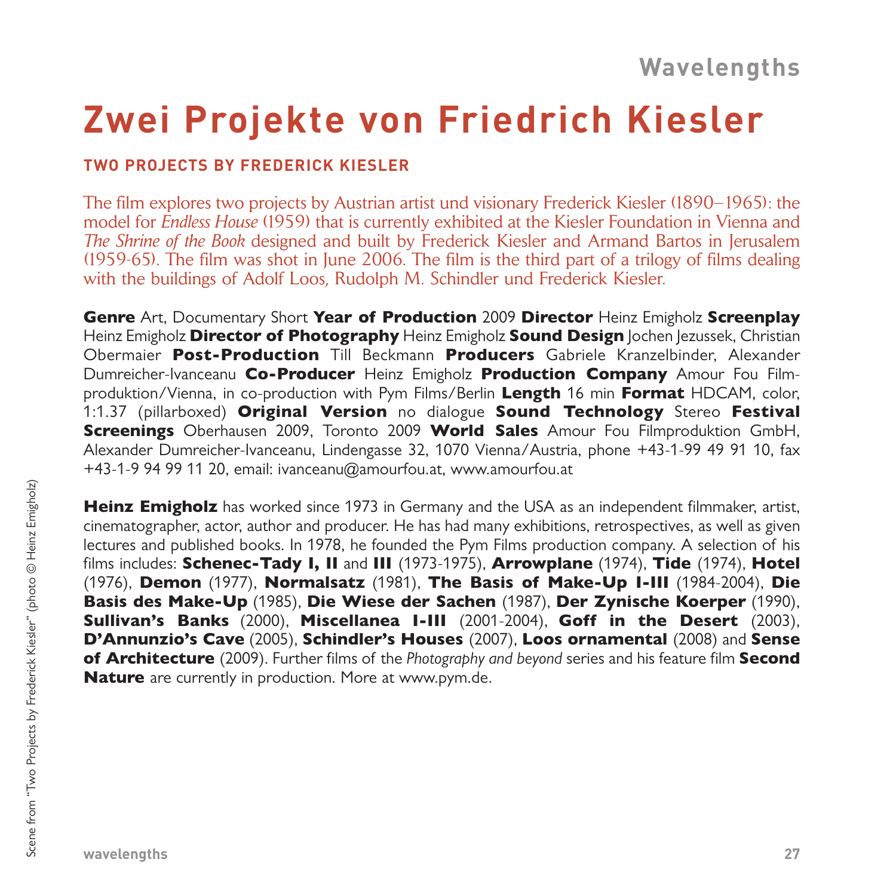# Zwei Projekte von Friedrich Kiesler

**TWO PROJECTS BY FREDERICK KIESLER**

The film explores two projects by Austrian artist und visionary Frederick Kiesler (1890–1965): the model for *Endless House* (1959) that is currently exhibited at the Kiesler Foundation in Vienna and *The Shrine of the Book* designed and built by Frederick Kiesler and Armand Bartos in Jerusalem (1959-65). The film was shot in June 2006. The film is the third part of a trilogy of films dealing with the buildings of Adolf Loos, Rudolph M. Schindler und Frederick Kiesler.

**Genre** Art, Documentary Short **Year of Production** 2009 **Director** Heinz Emigholz **Screenplay** Heinz Emigholz **Director of Photography** Heinz Emigholz **Sound Design** Jochen Jezussek, Christian Obermaier **Post-Production** Till Beckmann **Producers** Gabriele Kranzelbinder, Alexander Dumreicher-Ivanceanu **Co-Producer** Heinz Emigholz **Production Company** Amour Fou Filmproduktion/Vienna, in co-production with Pym Films/Berlin **Length** 16 min **Format** HDCAM, color, 1:1.37 (pillarboxed) **Original Version** no dialogue **Sound Technology** Stereo **Festival Screenings** Oberhausen 2009, Toronto 2009 **World Sales** Amour Fou Filmproduktion GmbH, Alexander Dumreicher-Ivanceanu, Lindengasse 32, 1070 Vienna/Austria, phone +43-1-99 49 91 10, fax +43-1-9 94 99 11 20, email: ivanceanu@amourfou.at, www.amourfou.at

**Heinz Emigholz** has worked since 1973 in Germany and the USA as an independent filmmaker, artist, cinematographer, actor, author and producer. He has had many exhibitions, retrospectives, as well as given lectures and published books. In 1978, he founded the Pym Films production company. A selection of his films includes: **Schenec-Tady I, II** and **III** (1973-1975), **Arrowplane** (1974), **Tide** (1974), **Hotel** (1976), **Demon** (1977), **Normalsatz** (1981), **The Basis of Make-Up I-III** (1984-2004), **Die Basis des Make-Up** (1985), **Die Wiese der Sachen** (1987), **Der Zynische Koerper** (1990), **Sullivan's Banks** (2000), **Miscellanea I-III** (2001-2004), **Goff in the Desert** (2003), **D'Annunzio's Cave** (2005), **Schindler's Houses** (2007), **Loos ornamental** (2008) and **Sense of Architecture** (2009). Further films of the *Photography and beyond* series and his feature film **Second Nature** are currently in production. More at www.pym.de.

Scene from "Two Projects by Frederick Kiesler" (photo © Heinz Emigholz)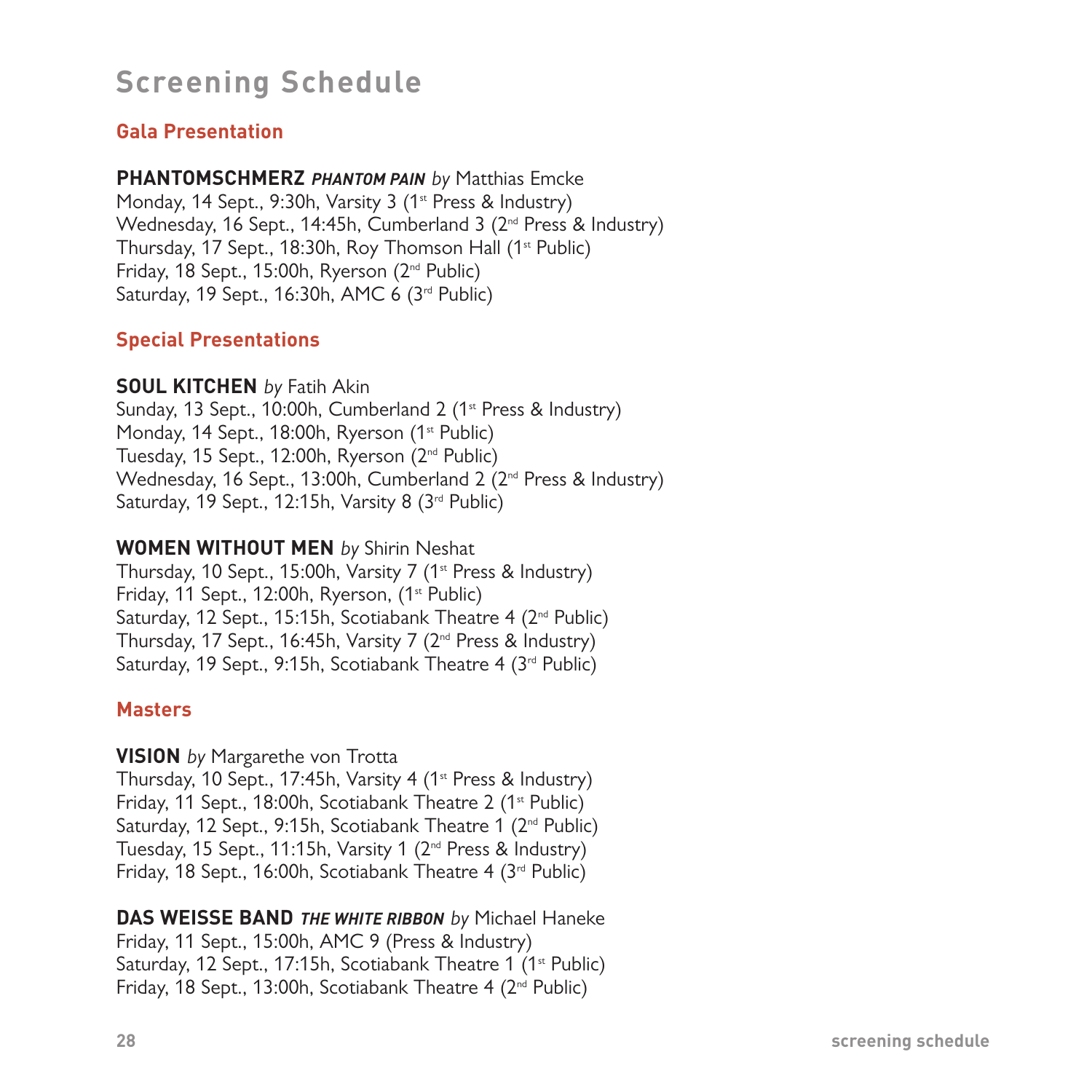# Screening Schedule

## Gala Presentation

**PHANTOMSCHMERZ** ***PHANTOM PAIN*** *by* Matthias Emcke
Monday, 14 Sept., 9:30h, Varsity 3 (1st Press & Industry)
Wednesday, 16 Sept., 14:45h, Cumberland 3 (2nd Press & Industry)
Thursday, 17 Sept., 18:30h, Roy Thomson Hall (1st Public)
Friday, 18 Sept., 15:00h, Ryerson (2nd Public)
Saturday, 19 Sept., 16:30h, AMC 6 (3rd Public)

## Special Presentations

**SOUL KITCHEN** *by* Fatih Akin
Sunday, 13 Sept., 10:00h, Cumberland 2 (1st Press & Industry)
Monday, 14 Sept., 18:00h, Ryerson (1st Public)
Tuesday, 15 Sept., 12:00h, Ryerson (2nd Public)
Wednesday, 16 Sept., 13:00h, Cumberland 2 (2nd Press & Industry)
Saturday, 19 Sept., 12:15h, Varsity 8 (3rd Public)

**WOMEN WITHOUT MEN** *by* Shirin Neshat
Thursday, 10 Sept., 15:00h, Varsity 7 (1st Press & Industry)
Friday, 11 Sept., 12:00h, Ryerson, (1st Public)
Saturday, 12 Sept., 15:15h, Scotiabank Theatre 4 (2nd Public)
Thursday, 17 Sept., 16:45h, Varsity 7 (2nd Press & Industry)
Saturday, 19 Sept., 9:15h, Scotiabank Theatre 4 (3rd Public)

## Masters

**VISION** *by* Margarethe von Trotta
Thursday, 10 Sept., 17:45h, Varsity 4 (1st Press & Industry)
Friday, 11 Sept., 18:00h, Scotiabank Theatre 2 (1st Public)
Saturday, 12 Sept., 9:15h, Scotiabank Theatre 1 (2nd Public)
Tuesday, 15 Sept., 11:15h, Varsity 1 (2nd Press & Industry)
Friday, 18 Sept., 16:00h, Scotiabank Theatre 4 (3rd Public)

**DAS WEISSE BAND** ***THE WHITE RIBBON*** *by* Michael Haneke
Friday, 11 Sept., 15:00h, AMC 9 (Press & Industry)
Saturday, 12 Sept., 17:15h, Scotiabank Theatre 1 (1st Public)
Friday, 18 Sept., 13:00h, Scotiabank Theatre 4 (2nd Public)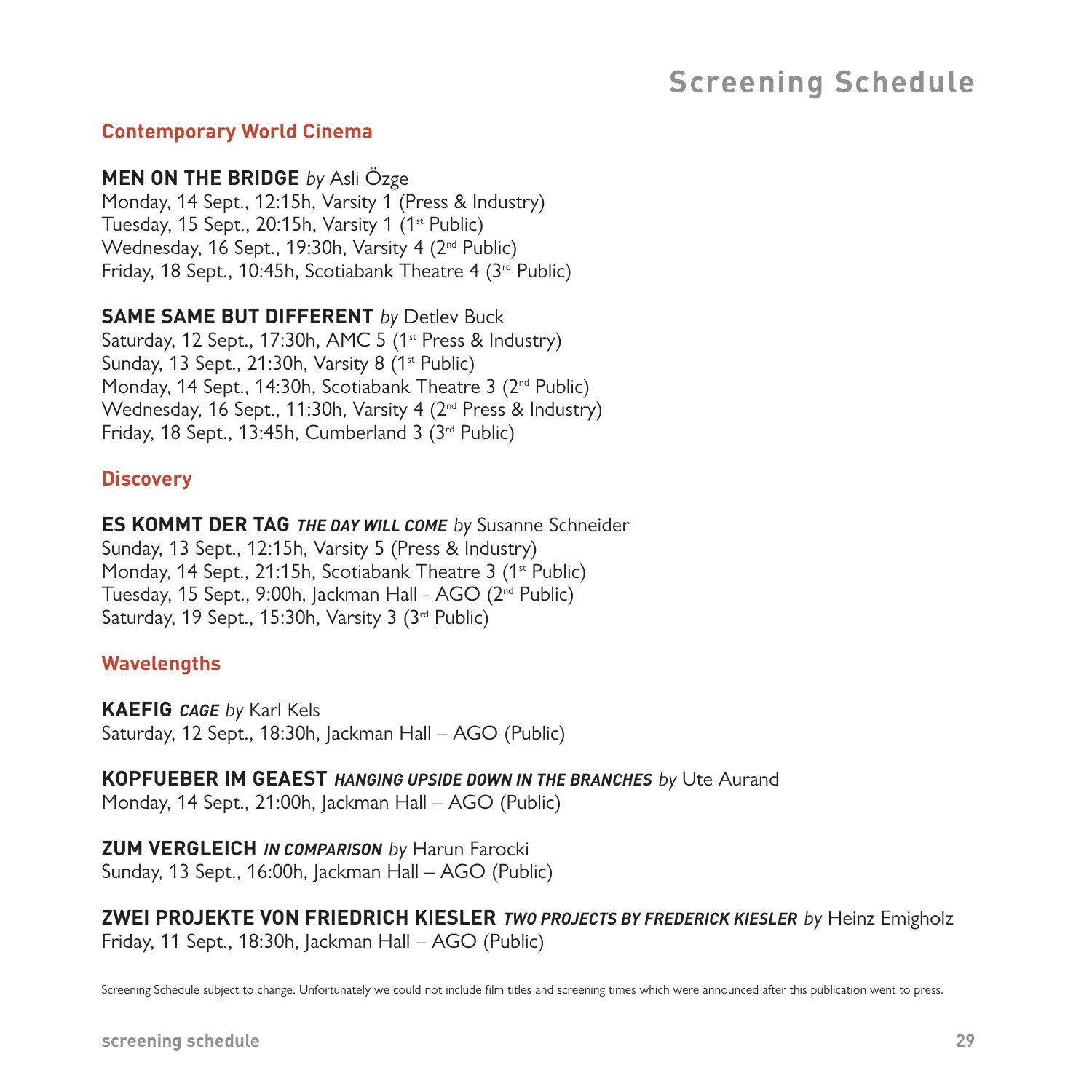# Screening Schedule

## Contemporary World Cinema

**MEN ON THE BRIDGE** *by* Asli Özge
Monday, 14 Sept., 12:15h, Varsity 1 (Press & Industry)
Tuesday, 15 Sept., 20:15h, Varsity 1 (1st Public)
Wednesday, 16 Sept., 19:30h, Varsity 4 (2nd Public)
Friday, 18 Sept., 10:45h, Scotiabank Theatre 4 (3rd Public)

**SAME SAME BUT DIFFERENT** *by* Detlev Buck
Saturday, 12 Sept., 17:30h, AMC 5 (1st Press & Industry)
Sunday, 13 Sept., 21:30h, Varsity 8 (1st Public)
Monday, 14 Sept., 14:30h, Scotiabank Theatre 3 (2nd Public)
Wednesday, 16 Sept., 11:30h, Varsity 4 (2nd Press & Industry)
Friday, 18 Sept., 13:45h, Cumberland 3 (3rd Public)

## Discovery

**ES KOMMT DER TAG** ***THE DAY WILL COME*** *by* Susanne Schneider
Sunday, 13 Sept., 12:15h, Varsity 5 (Press & Industry)
Monday, 14 Sept., 21:15h, Scotiabank Theatre 3 (1st Public)
Tuesday, 15 Sept., 9:00h, Jackman Hall - AGO (2nd Public)
Saturday, 19 Sept., 15:30h, Varsity 3 (3rd Public)

## Wavelengths

**KAEFIG** ***CAGE*** *by* Karl Kels
Saturday, 12 Sept., 18:30h, Jackman Hall – AGO (Public)

**KOPFUEBER IM GEAEST** ***HANGING UPSIDE DOWN IN THE BRANCHES*** *by* Ute Aurand
Monday, 14 Sept., 21:00h, Jackman Hall – AGO (Public)

**ZUM VERGLEICH** ***IN COMPARISON*** *by* Harun Farocki
Sunday, 13 Sept., 16:00h, Jackman Hall – AGO (Public)

**ZWEI PROJEKTE VON FRIEDRICH KIESLER** ***TWO PROJECTS BY FREDERICK KIESLER*** *by* Heinz Emigholz
Friday, 11 Sept., 18:30h, Jackman Hall – AGO (Public)

Screening Schedule subject to change. Unfortunately we could not include film titles and screening times which were announced after this publication went to press.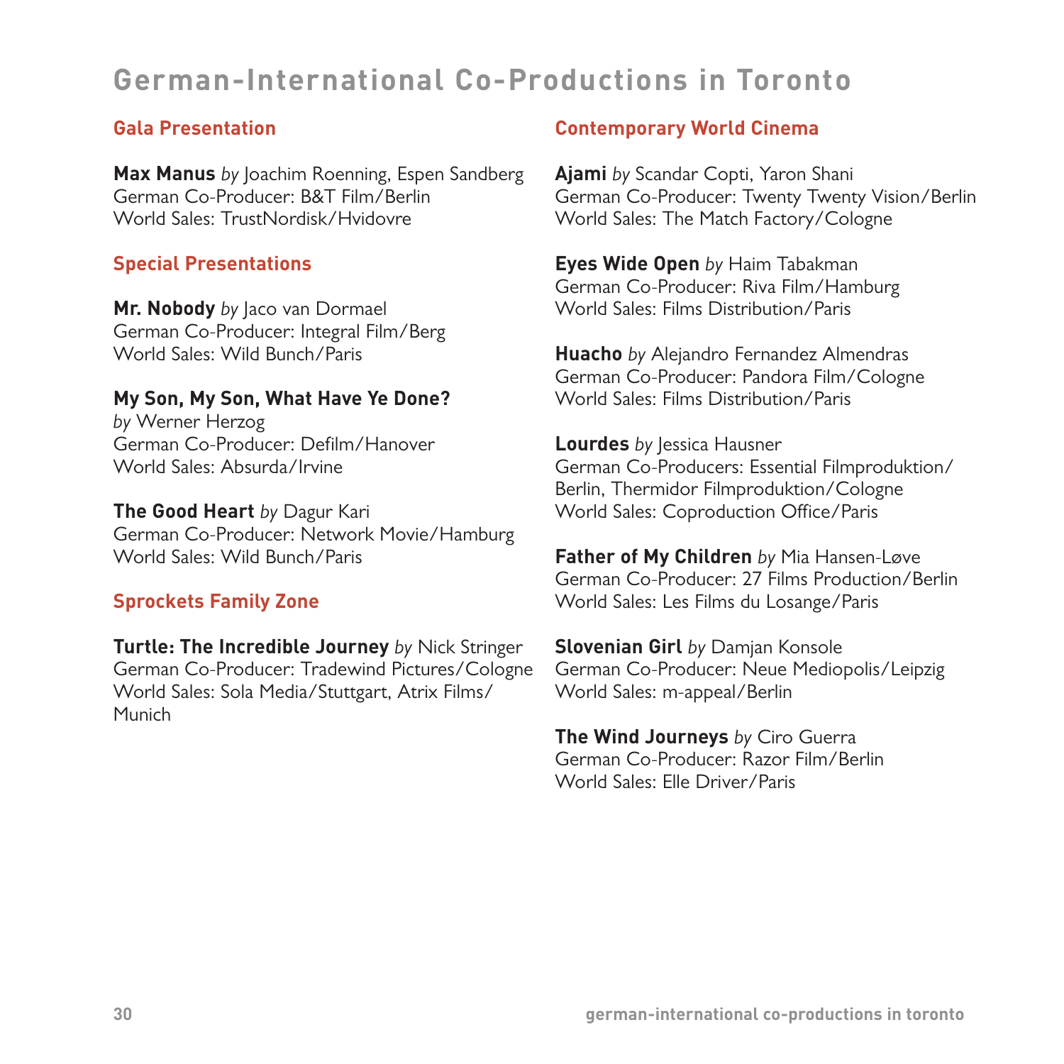# German-International Co-Productions in Toronto

## Gala Presentation

**Max Manus** *by* Joachim Roenning, Espen Sandberg
German Co-Producer: B&T Film/Berlin
World Sales: TrustNordisk/Hvidovre

## Special Presentations

**Mr. Nobody** *by* Jaco van Dormael
German Co-Producer: Integral Film/Berg
World Sales: Wild Bunch/Paris

**My Son, My Son, What Have Ye Done?**
*by* Werner Herzog
German Co-Producer: Defilm/Hanover
World Sales: Absurda/Irvine

**The Good Heart** *by* Dagur Kari
German Co-Producer: Network Movie/Hamburg
World Sales: Wild Bunch/Paris

## Sprockets Family Zone

**Turtle: The Incredible Journey** *by* Nick Stringer
German Co-Producer: Tradewind Pictures/Cologne
World Sales: Sola Media/Stuttgart, Atrix Films/Munich

## Contemporary World Cinema

**Ajami** *by* Scandar Copti, Yaron Shani
German Co-Producer: Twenty Twenty Vision/Berlin
World Sales: The Match Factory/Cologne

**Eyes Wide Open** *by* Haim Tabakman
German Co-Producer: Riva Film/Hamburg
World Sales: Films Distribution/Paris

**Huacho** *by* Alejandro Fernandez Almendras
German Co-Producer: Pandora Film/Cologne
World Sales: Films Distribution/Paris

**Lourdes** *by* Jessica Hausner
German Co-Producers: Essential Filmproduktion/Berlin, Thermidor Filmproduktion/Cologne
World Sales: Coproduction Office/Paris

**Father of My Children** *by* Mia Hansen-Løve
German Co-Producer: 27 Films Production/Berlin
World Sales: Les Films du Losange/Paris

**Slovenian Girl** *by* Damjan Konsole
German Co-Producer: Neue Mediopolis/Leipzig
World Sales: m-appeal/Berlin

**The Wind Journeys** *by* Ciro Guerra
German Co-Producer: Razor Film/Berlin
World Sales: Elle Driver/Paris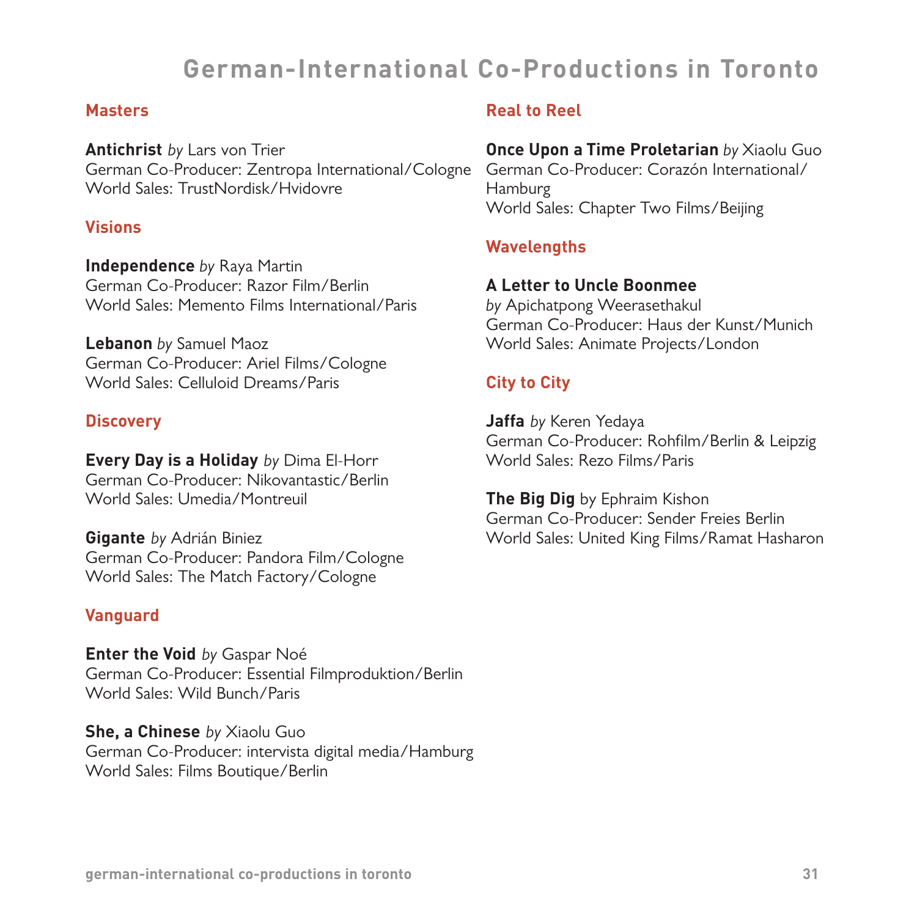# German-International Co-Productions in Toronto

## Masters

**Antichrist** *by* Lars von Trier
German Co-Producer: Zentropa International/Cologne
World Sales: TrustNordisk/Hvidovre

## Visions

**Independence** *by* Raya Martin
German Co-Producer: Razor Film/Berlin
World Sales: Memento Films International/Paris

**Lebanon** *by* Samuel Maoz
German Co-Producer: Ariel Films/Cologne
World Sales: Celluloid Dreams/Paris

## Discovery

**Every Day is a Holiday** *by* Dima El-Horr
German Co-Producer: Nikovantastic/Berlin
World Sales: Umedia/Montreuil

**Gigante** *by* Adrián Biniez
German Co-Producer: Pandora Film/Cologne
World Sales: The Match Factory/Cologne

## Vanguard

**Enter the Void** *by* Gaspar Noé
German Co-Producer: Essential Filmproduktion/Berlin
World Sales: Wild Bunch/Paris

**She, a Chinese** *by* Xiaolu Guo
German Co-Producer: intervista digital media/Hamburg
World Sales: Films Boutique/Berlin

## Real to Reel

**Once Upon a Time Proletarian** *by* Xiaolu Guo
German Co-Producer: Corazón International/Hamburg
World Sales: Chapter Two Films/Beijing

## Wavelengths

**A Letter to Uncle Boonmee**
*by* Apichatpong Weerasethakul
German Co-Producer: Haus der Kunst/Munich
World Sales: Animate Projects/London

## City to City

**Jaffa** *by* Keren Yedaya
German Co-Producer: Rohfilm/Berlin & Leipzig
World Sales: Rezo Films/Paris

**The Big Dig** by Ephraim Kishon
German Co-Producer: Sender Freies Berlin
World Sales: United King Films/Ramat Hasharon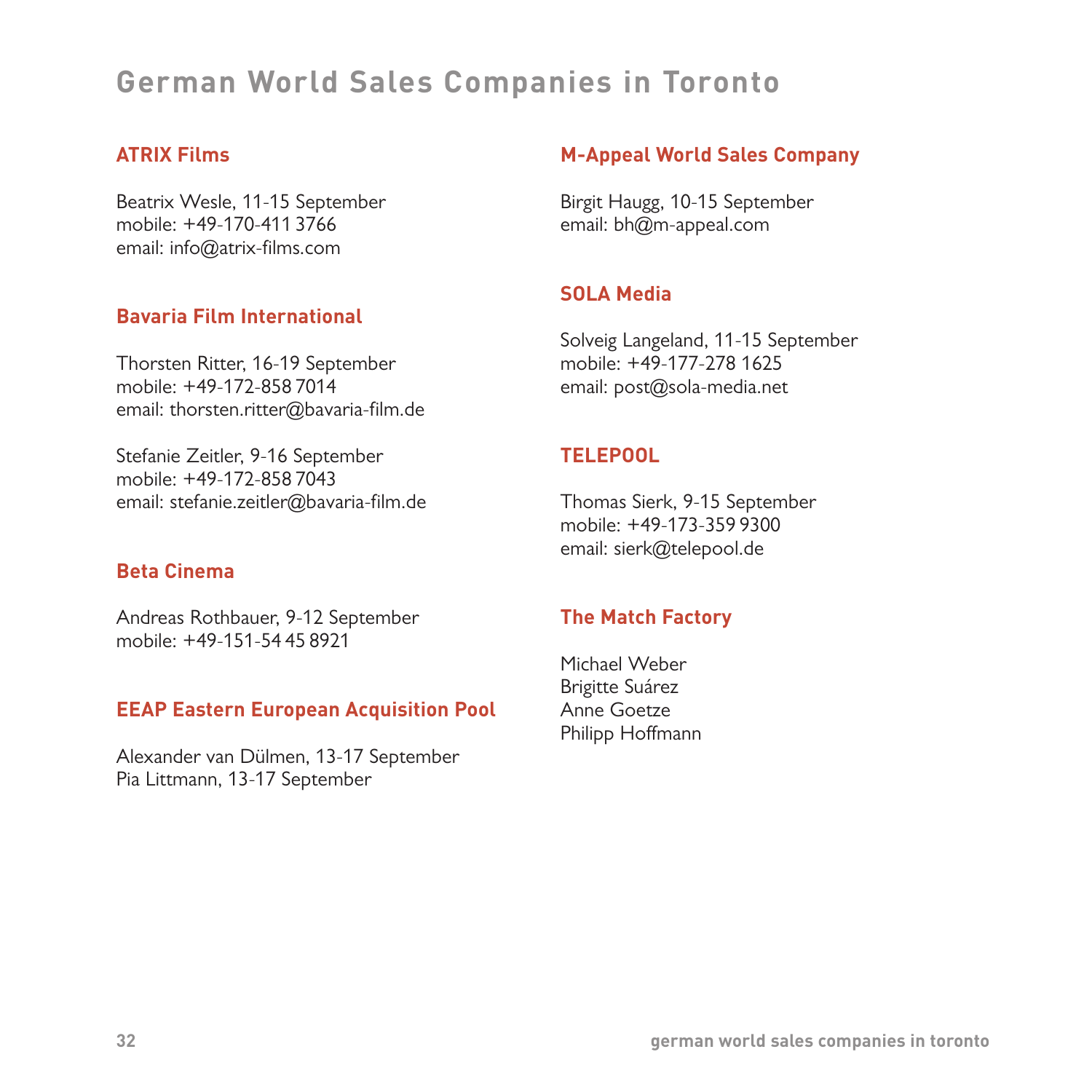# German World Sales Companies in Toronto

### ATRIX Films

Beatrix Wesle, 11-15 September
mobile: +49-170-411 3766
email: info@atrix-films.com

### Bavaria Film International

Thorsten Ritter, 16-19 September
mobile: +49-172-858 7014
email: thorsten.ritter@bavaria-film.de

Stefanie Zeitler, 9-16 September
mobile: +49-172-858 7043
email: stefanie.zeitler@bavaria-film.de

### Beta Cinema

Andreas Rothbauer, 9-12 September
mobile: +49-151-54 45 8921

### EEAP Eastern European Acquisition Pool

Alexander van Dülmen, 13-17 September
Pia Littmann, 13-17 September

### M-Appeal World Sales Company

Birgit Haugg, 10-15 September
email: bh@m-appeal.com

### SOLA Media

Solveig Langeland, 11-15 September
mobile: +49-177-278 1625
email: post@sola-media.net

### TELEPOOL

Thomas Sierk, 9-15 September
mobile: +49-173-359 9300
email: sierk@telepool.de

### The Match Factory

Michael Weber
Brigitte Suárez
Anne Goetze
Philipp Hoffmann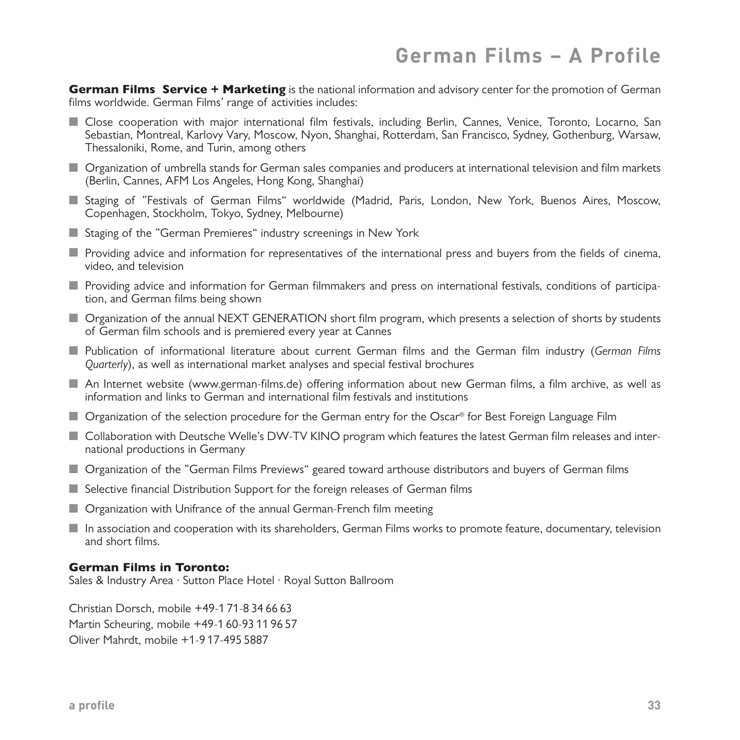# German Films – A Profile

**German Films Service + Marketing** is the national information and advisory center for the promotion of German films worldwide. German Films' range of activities includes:

- Close cooperation with major international film festivals, including Berlin, Cannes, Venice, Toronto, Locarno, San Sebastian, Montreal, Karlovy Vary, Moscow, Nyon, Shanghai, Rotterdam, San Francisco, Sydney, Gothenburg, Warsaw, Thessaloniki, Rome, and Turin, among others
- Organization of umbrella stands for German sales companies and producers at international television and film markets (Berlin, Cannes, AFM Los Angeles, Hong Kong, Shanghai)
- Staging of "Festivals of German Films" worldwide (Madrid, Paris, London, New York, Buenos Aires, Moscow, Copenhagen, Stockholm, Tokyo, Sydney, Melbourne)
- Staging of the "German Premieres" industry screenings in New York
- Providing advice and information for representatives of the international press and buyers from the fields of cinema, video, and television
- Providing advice and information for German filmmakers and press on international festivals, conditions of participation, and German films being shown
- Organization of the annual NEXT GENERATION short film program, which presents a selection of shorts by students of German film schools and is premiered every year at Cannes
- Publication of informational literature about current German films and the German film industry (*German Films Quarterly*), as well as international market analyses and special festival brochures
- An Internet website (www.german-films.de) offering information about new German films, a film archive, as well as information and links to German and international film festivals and institutions
- Organization of the selection procedure for the German entry for the Oscar® for Best Foreign Language Film
- Collaboration with Deutsche Welle's DW-TV KINO program which features the latest German film releases and international productions in Germany
- Organization of the "German Films Previews" geared toward arthouse distributors and buyers of German films
- Selective financial Distribution Support for the foreign releases of German films
- Organization with Unifrance of the annual German-French film meeting
- In association and cooperation with its shareholders, German Films works to promote feature, documentary, television and short films.

**German Films in Toronto:**
Sales & Industry Area · Sutton Place Hotel · Royal Sutton Ballroom

Christian Dorsch, mobile +49-1 71-8 34 66 63
Martin Scheuring, mobile +49-1 60-93 11 96 57
Oliver Mahrdt, mobile +1-9 17-495 5887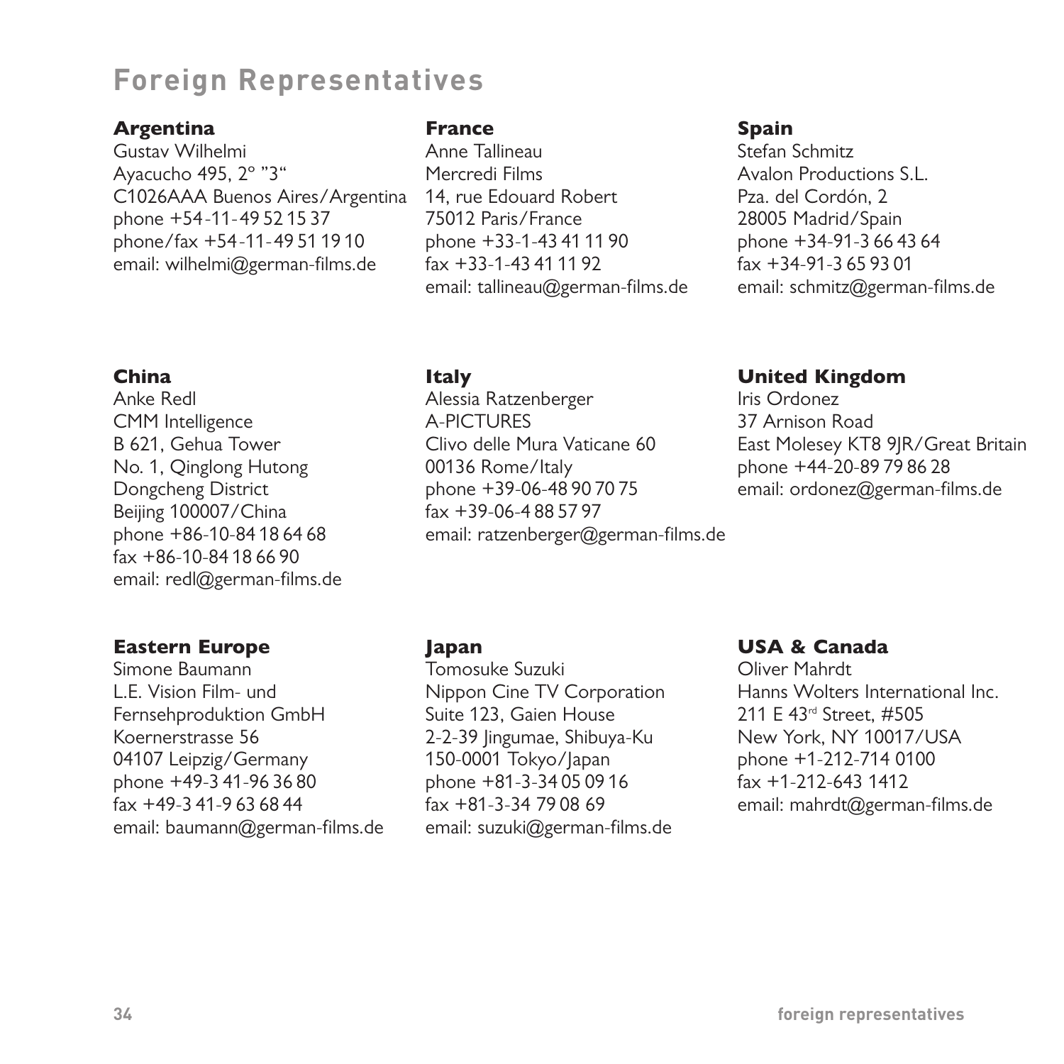# Foreign Representatives

### Argentina

Gustav Wilhelmi
Ayacucho 495, 2° ”3“
C1026AAA Buenos Aires/Argentina
phone +54-11-49 52 15 37
phone/fax +54-11-49 51 19 10
email: wilhelmi@german-films.de

### China

Anke Redl
CMM Intelligence
B 621, Gehua Tower
No. 1, Qinglong Hutong
Dongcheng District
Beijing 100007/China
phone +86-10-84 18 64 68
fax +86-10-84 18 66 90
email: redl@german-films.de

### Eastern Europe

Simone Baumann
L.E. Vision Film- und
Fernsehproduktion GmbH
Koernerstrasse 56
04107 Leipzig/Germany
phone +49-3 41-96 36 80
fax +49-3 41-9 63 68 44
email: baumann@german-films.de

### France

Anne Tallineau
Mercredi Films
14, rue Edouard Robert
75012 Paris/France
phone +33-1-43 41 11 90
fax +33-1-43 41 11 92
email: tallineau@german-films.de

### Italy

Alessia Ratzenberger
A-PICTURES
Clivo delle Mura Vaticane 60
00136 Rome/Italy
phone +39-06-48 90 70 75
fax +39-06-4 88 57 97
email: ratzenberger@german-films.de

### Japan

Tomosuke Suzuki
Nippon Cine TV Corporation
Suite 123, Gaien House
2-2-39 Jingumae, Shibuya-Ku
150-0001 Tokyo/Japan
phone +81-3-34 05 09 16
fax +81-3-34 79 08 69
email: suzuki@german-films.de

### Spain

Stefan Schmitz
Avalon Productions S.L.
Pza. del Cordón, 2
28005 Madrid/Spain
phone +34-91-3 66 43 64
fax +34-91-3 65 93 01
email: schmitz@german-films.de

### United Kingdom

Iris Ordonez
37 Arnison Road
East Molesey KT8 9JR/Great Britain
phone +44-20-89 79 86 28
email: ordonez@german-films.de

### USA & Canada

Oliver Mahrdt
Hanns Wolters International Inc.
211 E 43rd Street, #505
New York, NY 10017/USA
phone +1-212-714 0100
fax +1-212-643 1412
email: mahrdt@german-films.de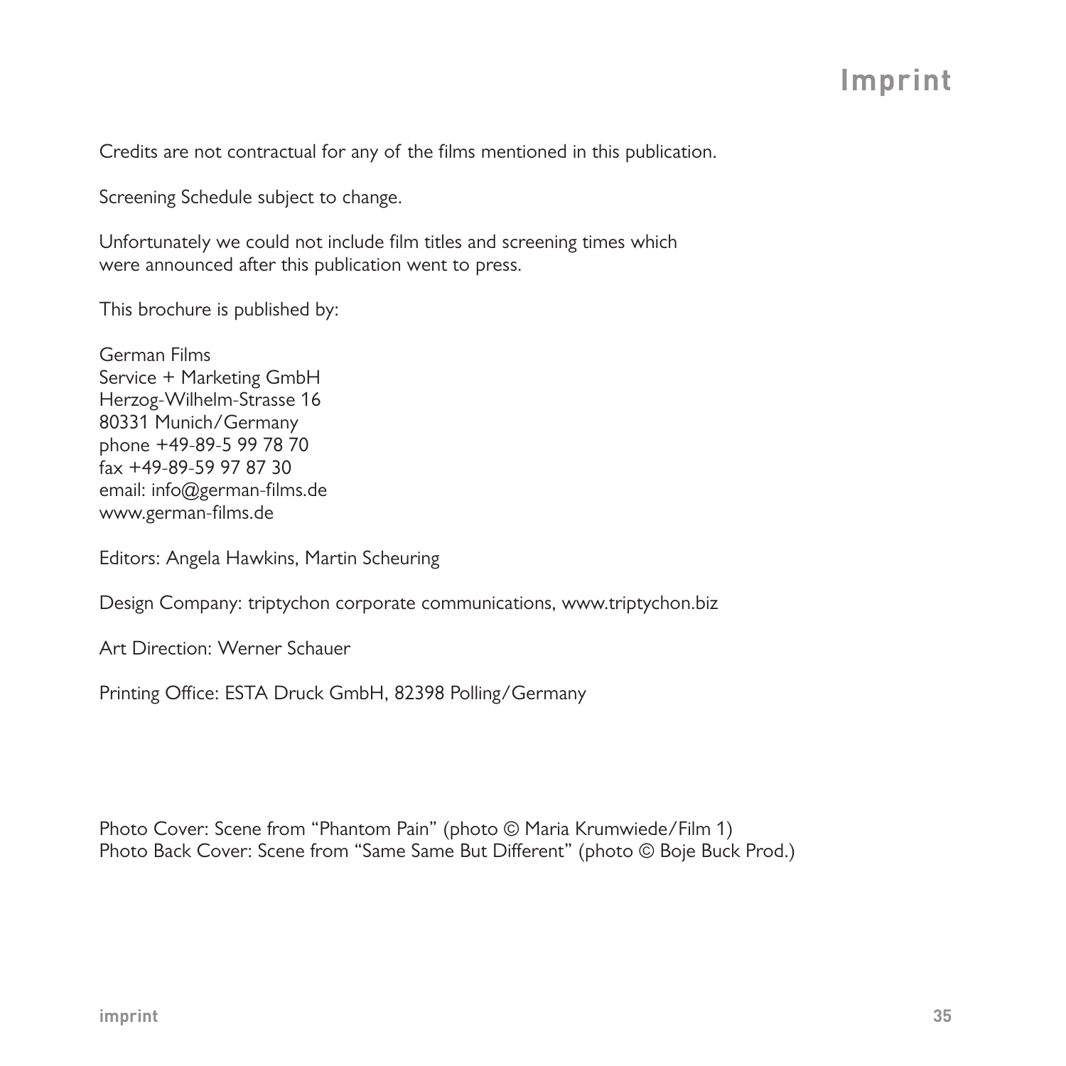# Imprint

Credits are not contractual for any of the films mentioned in this publication.

Screening Schedule subject to change.

Unfortunately we could not include film titles and screening times which were announced after this publication went to press.

This brochure is published by:

German Films
Service + Marketing GmbH
Herzog-Wilhelm-Strasse 16
80331 Munich/Germany
phone +49-89-5 99 78 70
fax +49-89-59 97 87 30
email: info@german-films.de
www.german-films.de

Editors: Angela Hawkins, Martin Scheuring

Design Company: triptychon corporate communications, www.triptychon.biz

Art Direction: Werner Schauer

Printing Office: ESTA Druck GmbH, 82398 Polling/Germany

Photo Cover: Scene from "Phantom Pain" (photo © Maria Krumwiede/Film 1)
Photo Back Cover: Scene from "Same Same But Different" (photo © Boje Buck Prod.)